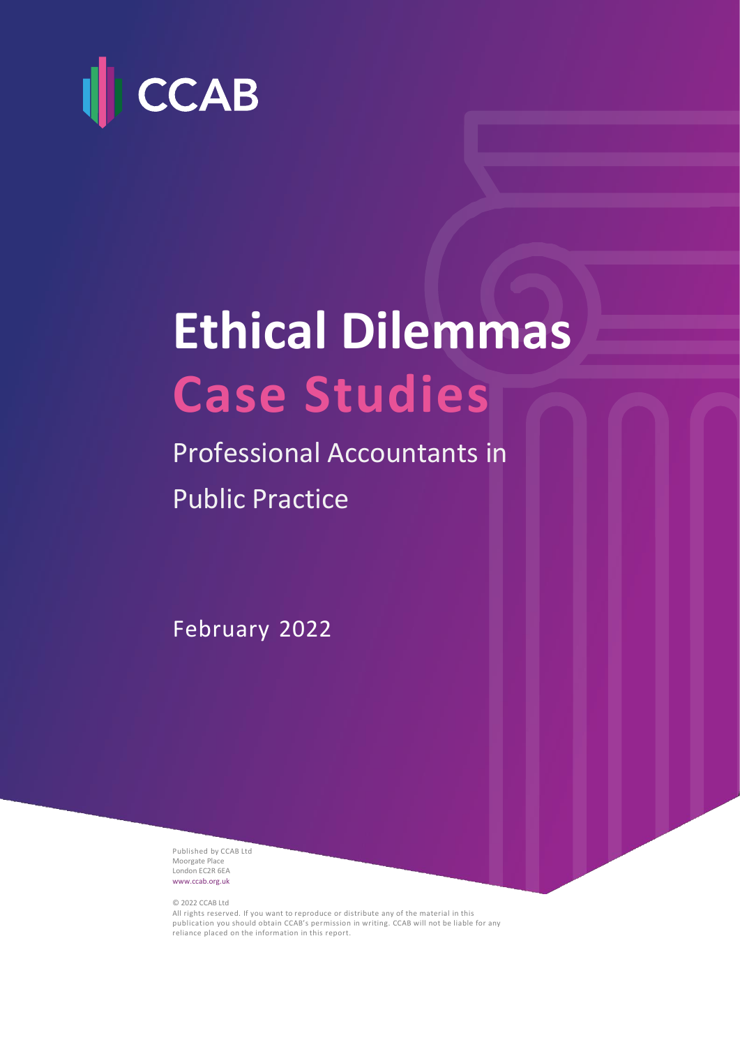CCAB

# Ethical Dilemmas Case Studies

Professional Accountants in Public Practice

February 2022

Published by CCAB Ltd
Moorgate Place
London EC2R 6EA
www.ccab.org.uk

© 2022 CCAB Ltd
All rights reserved. If you want to reproduce or distribute any of the material in this publication you should obtain CCAB's permission in writing. CCAB will not be liable for any reliance placed on the information in this report.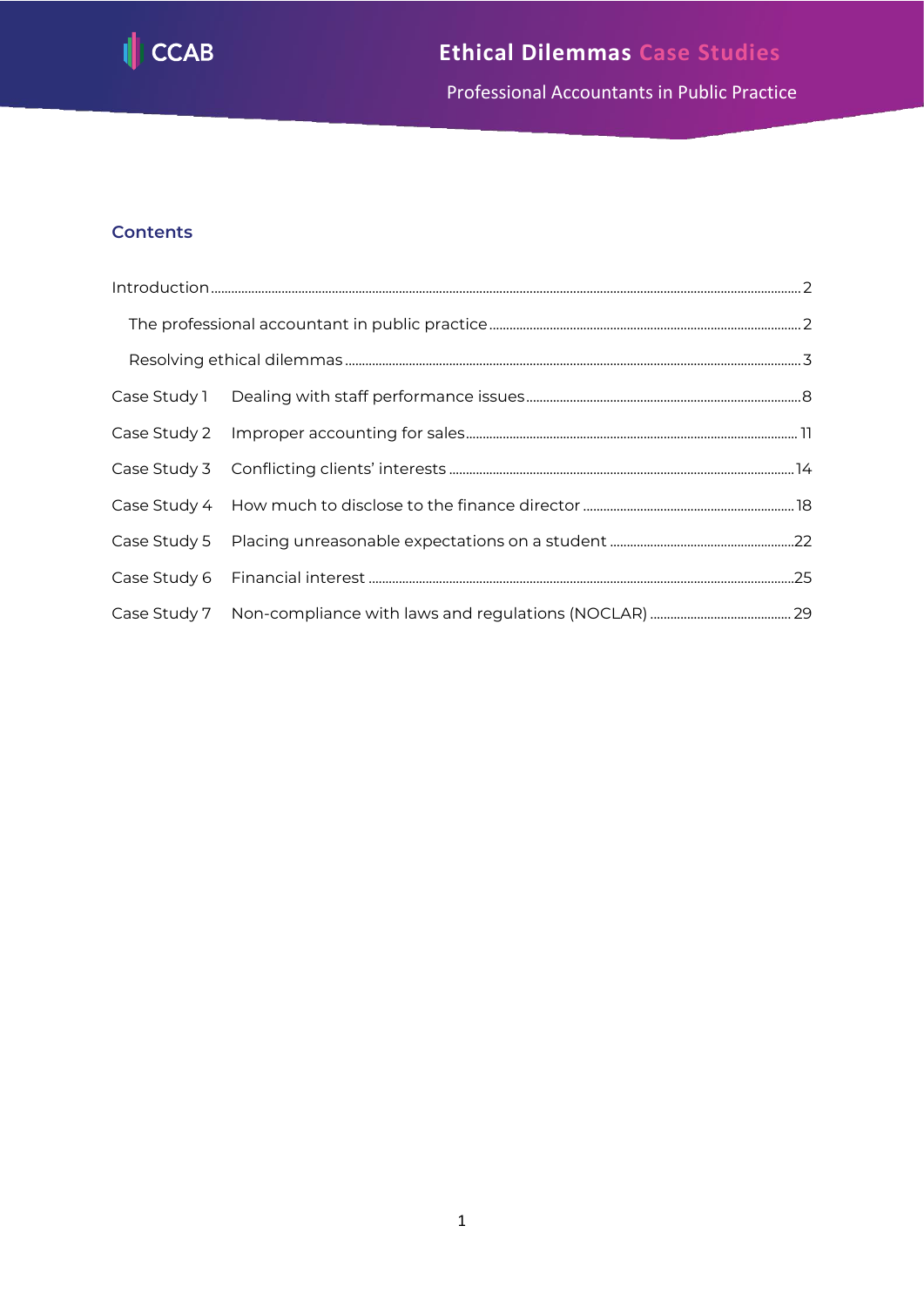## Contents

Introduction ..... 2

The professional accountant in public practice ..... 2

Resolving ethical dilemmas ..... 3

Case Study 1 Dealing with staff performance issues ..... 8

Case Study 2 Improper accounting for sales ..... 11

Case Study 3 Conflicting clients' interests ..... 14

Case Study 4 How much to disclose to the finance director ..... 18

Case Study 5 Placing unreasonable expectations on a student ..... 22

Case Study 6 Financial interest ..... 25

Case Study 7 Non-compliance with laws and regulations (NOCLAR) ..... 29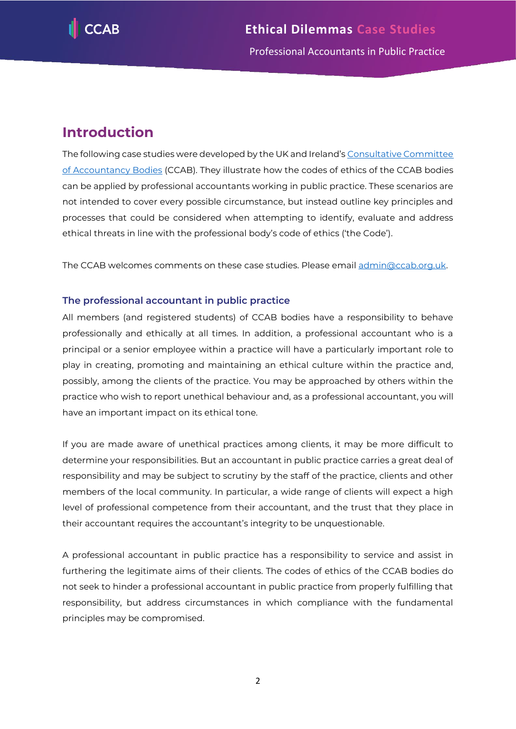# Introduction

The following case studies were developed by the UK and Ireland's [Consultative Committee of Accountancy Bodies](https://www.ccab.org.uk) (CCAB). They illustrate how the codes of ethics of the CCAB bodies can be applied by professional accountants working in public practice. These scenarios are not intended to cover every possible circumstance, but instead outline key principles and processes that could be considered when attempting to identify, evaluate and address ethical threats in line with the professional body's code of ethics ('the Code').

The CCAB welcomes comments on these case studies. Please email admin@ccab.org.uk.

### The professional accountant in public practice

All members (and registered students) of CCAB bodies have a responsibility to behave professionally and ethically at all times. In addition, a professional accountant who is a principal or a senior employee within a practice will have a particularly important role to play in creating, promoting and maintaining an ethical culture within the practice and, possibly, among the clients of the practice. You may be approached by others within the practice who wish to report unethical behaviour and, as a professional accountant, you will have an important impact on its ethical tone.

If you are made aware of unethical practices among clients, it may be more difficult to determine your responsibilities. But an accountant in public practice carries a great deal of responsibility and may be subject to scrutiny by the staff of the practice, clients and other members of the local community. In particular, a wide range of clients will expect a high level of professional competence from their accountant, and the trust that they place in their accountant requires the accountant's integrity to be unquestionable.

A professional accountant in public practice has a responsibility to service and assist in furthering the legitimate aims of their clients. The codes of ethics of the CCAB bodies do not seek to hinder a professional accountant in public practice from properly fulfilling that responsibility, but address circumstances in which compliance with the fundamental principles may be compromised.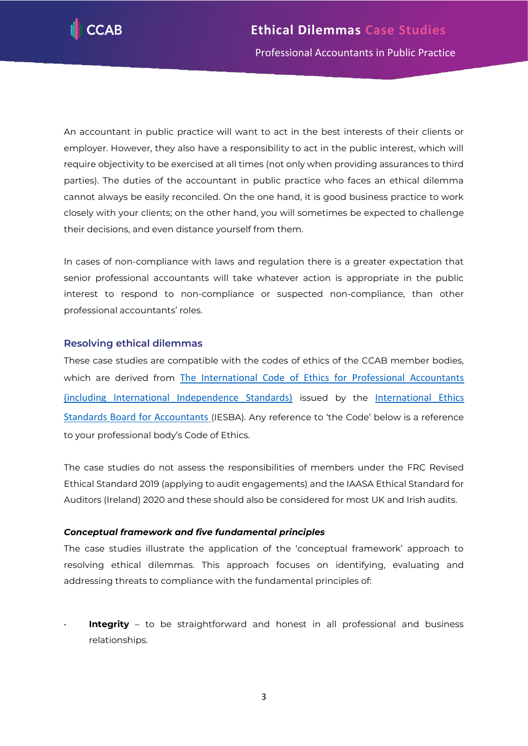An accountant in public practice will want to act in the best interests of their clients or employer. However, they also have a responsibility to act in the public interest, which will require objectivity to be exercised at all times (not only when providing assurances to third parties). The duties of the accountant in public practice who faces an ethical dilemma cannot always be easily reconciled. On the one hand, it is good business practice to work closely with your clients; on the other hand, you will sometimes be expected to challenge their decisions, and even distance yourself from them.

In cases of non-compliance with laws and regulation there is a greater expectation that senior professional accountants will take whatever action is appropriate in the public interest to respond to non-compliance or suspected non-compliance, than other professional accountants' roles.

## Resolving ethical dilemmas

These case studies are compatible with the codes of ethics of the CCAB member bodies, which are derived from [The International Code of Ethics for Professional Accountants (including International Independence Standards)](#) issued by the [International Ethics Standards Board for Accountants](#) (IESBA). Any reference to 'the Code' below is a reference to your professional body's Code of Ethics.

The case studies do not assess the responsibilities of members under the FRC Revised Ethical Standard 2019 (applying to audit engagements) and the IAASA Ethical Standard for Auditors (Ireland) 2020 and these should also be considered for most UK and Irish audits.

### *Conceptual framework and five fundamental principles*

The case studies illustrate the application of the 'conceptual framework' approach to resolving ethical dilemmas. This approach focuses on identifying, evaluating and addressing threats to compliance with the fundamental principles of:

- **Integrity** – to be straightforward and honest in all professional and business relationships.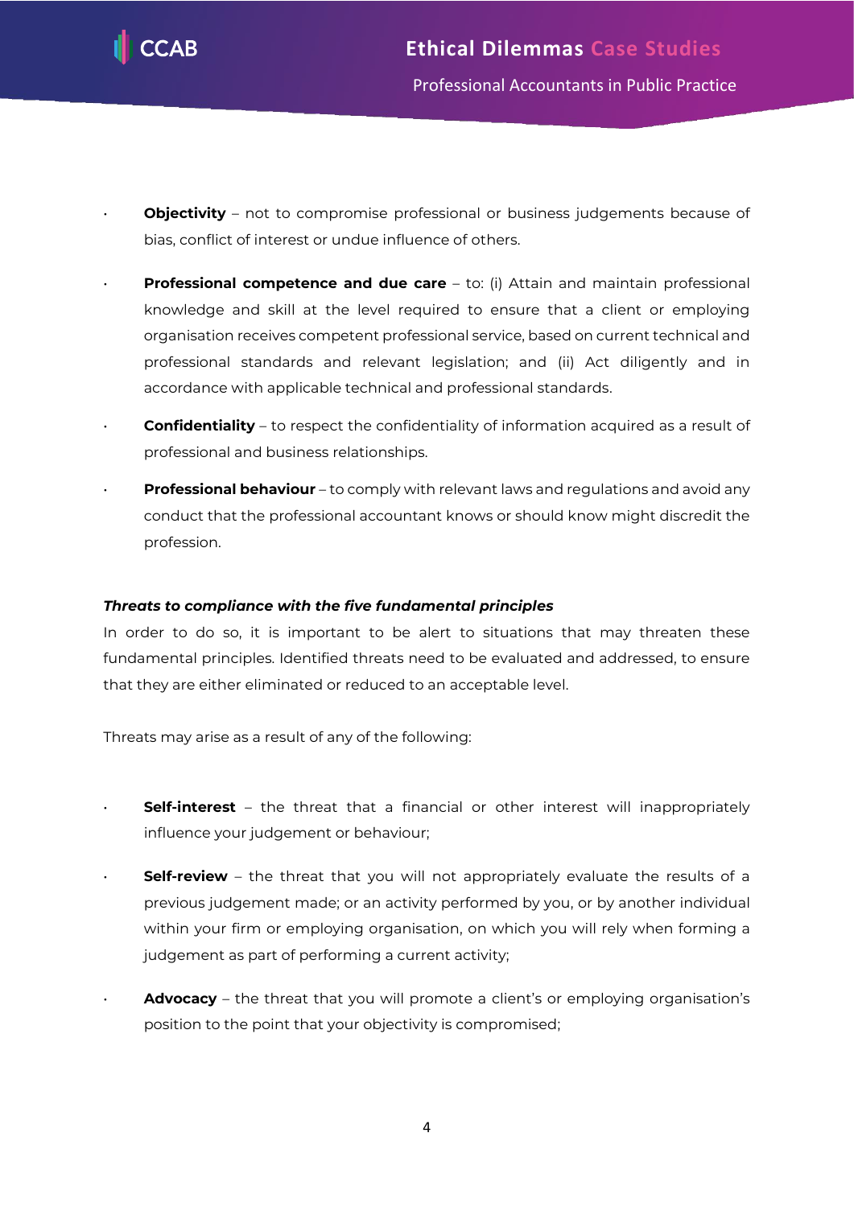- **Objectivity** – not to compromise professional or business judgements because of bias, conflict of interest or undue influence of others.

- **Professional competence and due care** – to: (i) Attain and maintain professional knowledge and skill at the level required to ensure that a client or employing organisation receives competent professional service, based on current technical and professional standards and relevant legislation; and (ii) Act diligently and in accordance with applicable technical and professional standards.

- **Confidentiality** – to respect the confidentiality of information acquired as a result of professional and business relationships.

- **Professional behaviour** – to comply with relevant laws and regulations and avoid any conduct that the professional accountant knows or should know might discredit the profession.

***Threats to compliance with the five fundamental principles***

In order to do so, it is important to be alert to situations that may threaten these fundamental principles. Identified threats need to be evaluated and addressed, to ensure that they are either eliminated or reduced to an acceptable level.

Threats may arise as a result of any of the following:

- **Self-interest** – the threat that a financial or other interest will inappropriately influence your judgement or behaviour;

- **Self-review** – the threat that you will not appropriately evaluate the results of a previous judgement made; or an activity performed by you, or by another individual within your firm or employing organisation, on which you will rely when forming a judgement as part of performing a current activity;

- **Advocacy** – the threat that you will promote a client's or employing organisation's position to the point that your objectivity is compromised;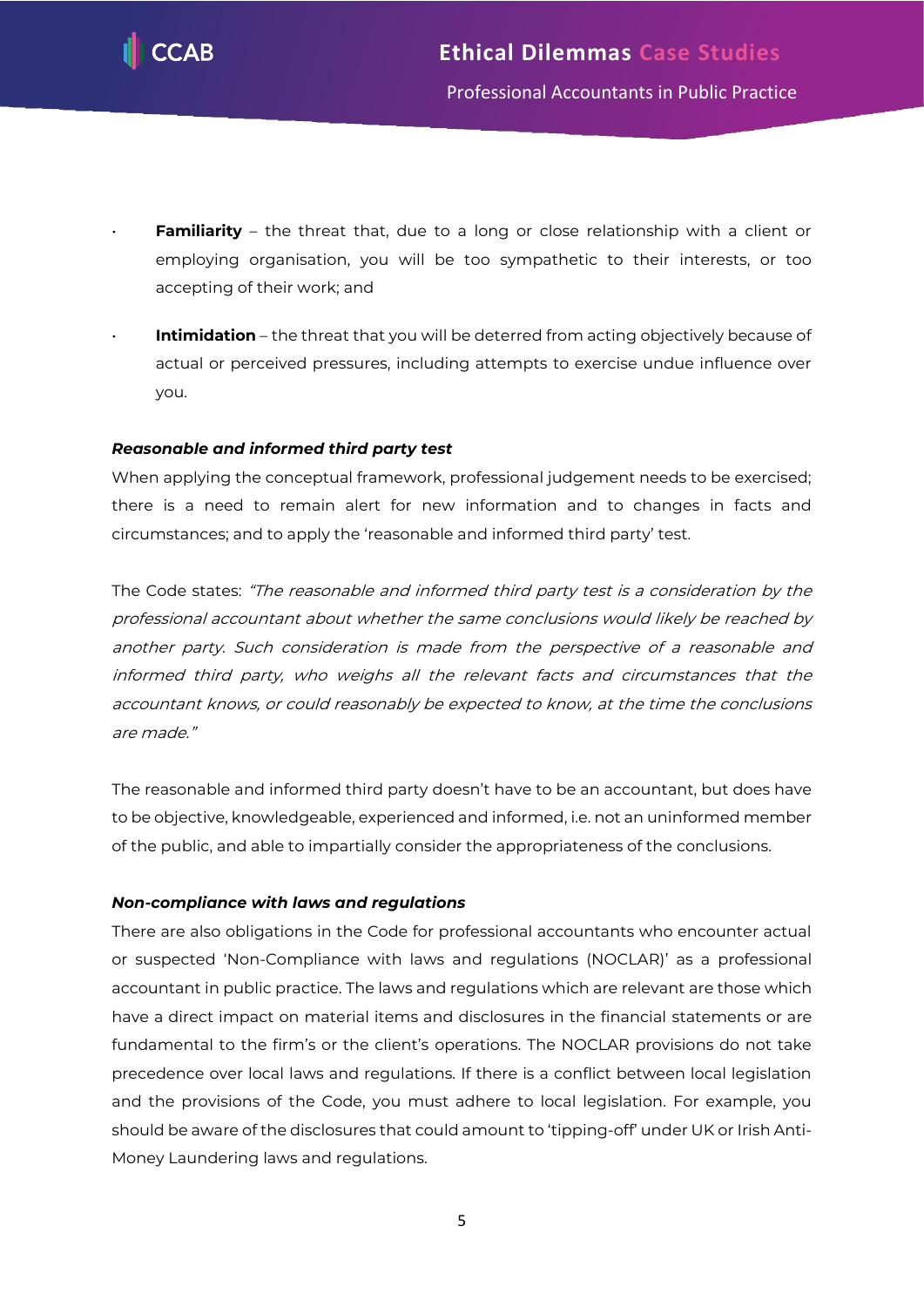- **Familiarity** – the threat that, due to a long or close relationship with a client or employing organisation, you will be too sympathetic to their interests, or too accepting of their work; and
- **Intimidation** – the threat that you will be deterred from acting objectively because of actual or perceived pressures, including attempts to exercise undue influence over you.

***Reasonable and informed third party test***

When applying the conceptual framework, professional judgement needs to be exercised; there is a need to remain alert for new information and to changes in facts and circumstances; and to apply the 'reasonable and informed third party' test.

The Code states: *"The reasonable and informed third party test is a consideration by the professional accountant about whether the same conclusions would likely be reached by another party. Such consideration is made from the perspective of a reasonable and informed third party, who weighs all the relevant facts and circumstances that the accountant knows, or could reasonably be expected to know, at the time the conclusions are made."*

The reasonable and informed third party doesn't have to be an accountant, but does have to be objective, knowledgeable, experienced and informed, i.e. not an uninformed member of the public, and able to impartially consider the appropriateness of the conclusions.

***Non-compliance with laws and regulations***

There are also obligations in the Code for professional accountants who encounter actual or suspected 'Non-Compliance with laws and regulations (NOCLAR)' as a professional accountant in public practice. The laws and regulations which are relevant are those which have a direct impact on material items and disclosures in the financial statements or are fundamental to the firm's or the client's operations. The NOCLAR provisions do not take precedence over local laws and regulations. If there is a conflict between local legislation and the provisions of the Code, you must adhere to local legislation. For example, you should be aware of the disclosures that could amount to 'tipping-off' under UK or Irish Anti-Money Laundering laws and regulations.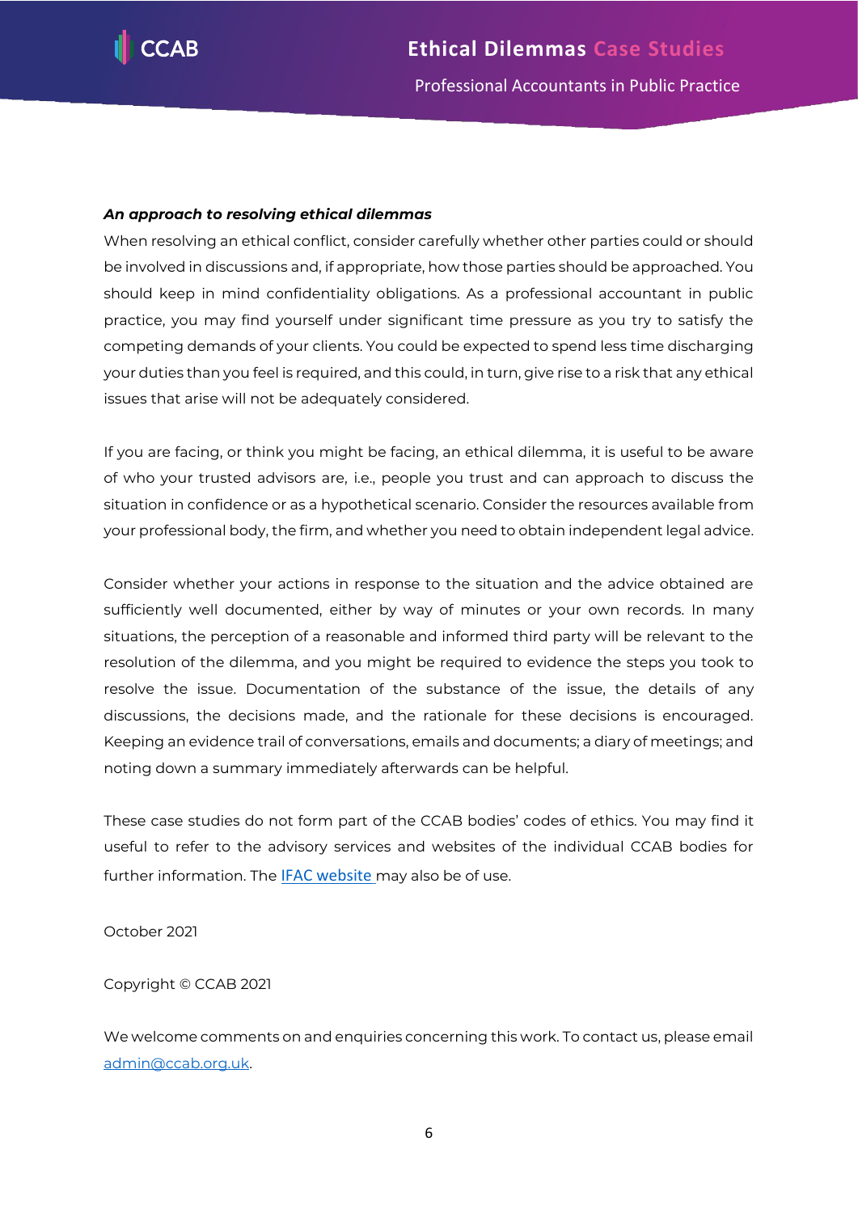***An approach to resolving ethical dilemmas***

When resolving an ethical conflict, consider carefully whether other parties could or should be involved in discussions and, if appropriate, how those parties should be approached. You should keep in mind confidentiality obligations. As a professional accountant in public practice, you may find yourself under significant time pressure as you try to satisfy the competing demands of your clients. You could be expected to spend less time discharging your duties than you feel is required, and this could, in turn, give rise to a risk that any ethical issues that arise will not be adequately considered.

If you are facing, or think you might be facing, an ethical dilemma, it is useful to be aware of who your trusted advisors are, i.e., people you trust and can approach to discuss the situation in confidence or as a hypothetical scenario. Consider the resources available from your professional body, the firm, and whether you need to obtain independent legal advice.

Consider whether your actions in response to the situation and the advice obtained are sufficiently well documented, either by way of minutes or your own records. In many situations, the perception of a reasonable and informed third party will be relevant to the resolution of the dilemma, and you might be required to evidence the steps you took to resolve the issue. Documentation of the substance of the issue, the details of any discussions, the decisions made, and the rationale for these decisions is encouraged. Keeping an evidence trail of conversations, emails and documents; a diary of meetings; and noting down a summary immediately afterwards can be helpful.

These case studies do not form part of the CCAB bodies' codes of ethics. You may find it useful to refer to the advisory services and websites of the individual CCAB bodies for further information. The [IFAC website](IFAC website) may also be of use.

October 2021

Copyright © CCAB 2021

We welcome comments on and enquiries concerning this work. To contact us, please email [admin@ccab.org.uk](mailto:admin@ccab.org.uk).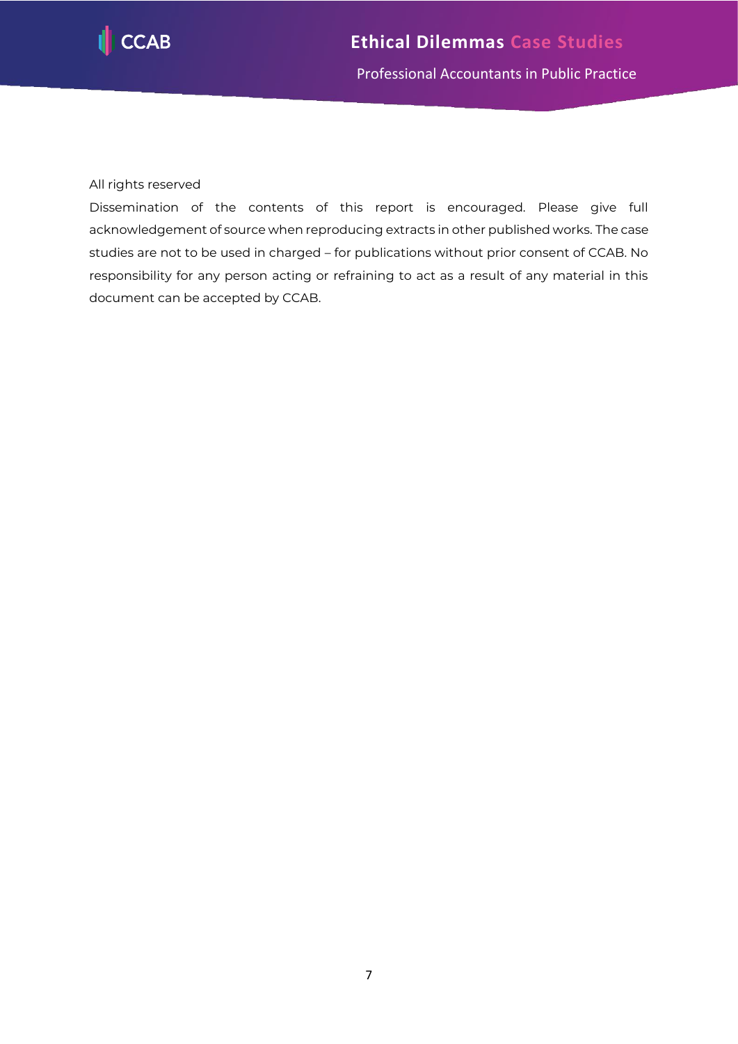All rights reserved

Dissemination of the contents of this report is encouraged. Please give full acknowledgement of source when reproducing extracts in other published works. The case studies are not to be used in charged – for publications without prior consent of CCAB. No responsibility for any person acting or refraining to act as a result of any material in this document can be accepted by CCAB.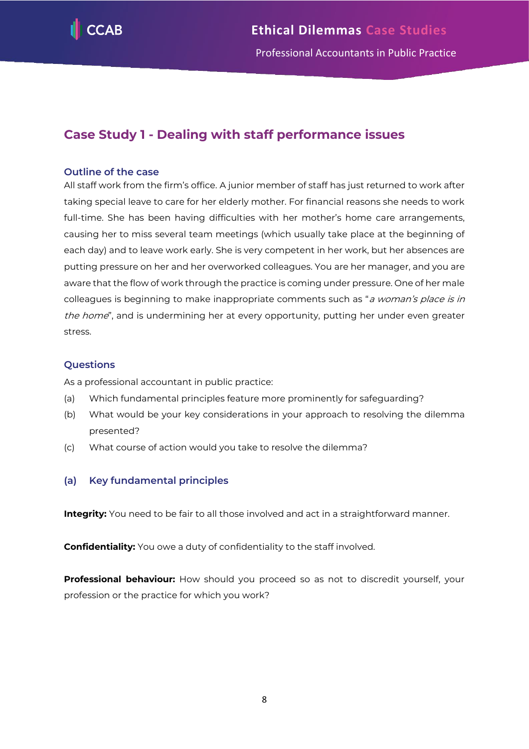## Case Study 1 - Dealing with staff performance issues

### Outline of the case

All staff work from the firm's office. A junior member of staff has just returned to work after taking special leave to care for her elderly mother. For financial reasons she needs to work full-time. She has been having difficulties with her mother's home care arrangements, causing her to miss several team meetings (which usually take place at the beginning of each day) and to leave work early. She is very competent in her work, but her absences are putting pressure on her and her overworked colleagues. You are her manager, and you are aware that the flow of work through the practice is coming under pressure. One of her male colleagues is beginning to make inappropriate comments such as "*a woman's place is in the home*", and is undermining her at every opportunity, putting her under even greater stress.

### Questions

As a professional accountant in public practice:

(a) Which fundamental principles feature more prominently for safeguarding?

(b) What would be your key considerations in your approach to resolving the dilemma presented?

(c) What course of action would you take to resolve the dilemma?

### (a) Key fundamental principles

**Integrity:** You need to be fair to all those involved and act in a straightforward manner.

**Confidentiality:** You owe a duty of confidentiality to the staff involved.

**Professional behaviour:** How should you proceed so as not to discredit yourself, your profession or the practice for which you work?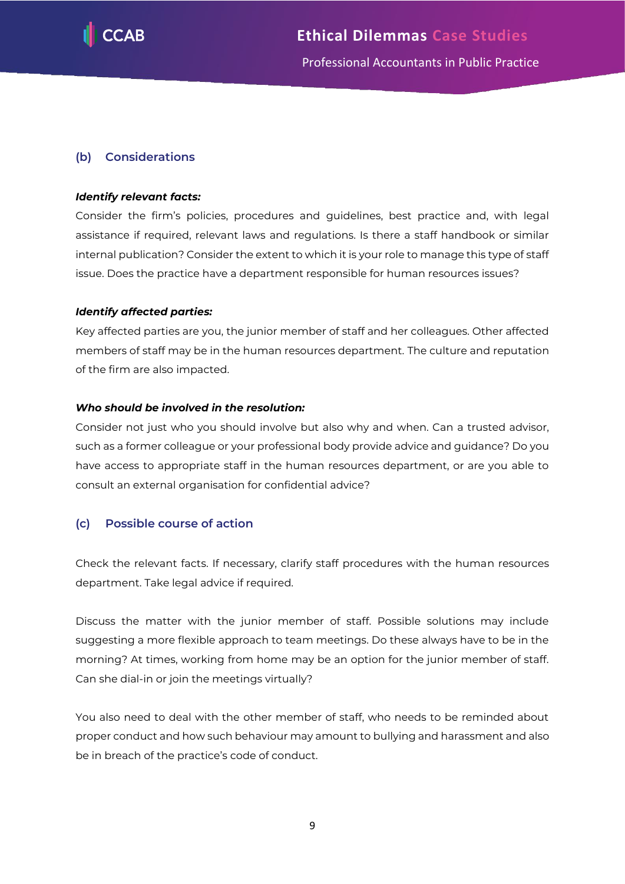### (b) Considerations

***Identify relevant facts:***

Consider the firm's policies, procedures and guidelines, best practice and, with legal assistance if required, relevant laws and regulations. Is there a staff handbook or similar internal publication? Consider the extent to which it is your role to manage this type of staff issue. Does the practice have a department responsible for human resources issues?

***Identify affected parties:***

Key affected parties are you, the junior member of staff and her colleagues. Other affected members of staff may be in the human resources department. The culture and reputation of the firm are also impacted.

***Who should be involved in the resolution:***

Consider not just who you should involve but also why and when. Can a trusted advisor, such as a former colleague or your professional body provide advice and guidance? Do you have access to appropriate staff in the human resources department, or are you able to consult an external organisation for confidential advice?

### (c) Possible course of action

Check the relevant facts. If necessary, clarify staff procedures with the human resources department. Take legal advice if required.

Discuss the matter with the junior member of staff. Possible solutions may include suggesting a more flexible approach to team meetings. Do these always have to be in the morning? At times, working from home may be an option for the junior member of staff. Can she dial-in or join the meetings virtually?

You also need to deal with the other member of staff, who needs to be reminded about proper conduct and how such behaviour may amount to bullying and harassment and also be in breach of the practice's code of conduct.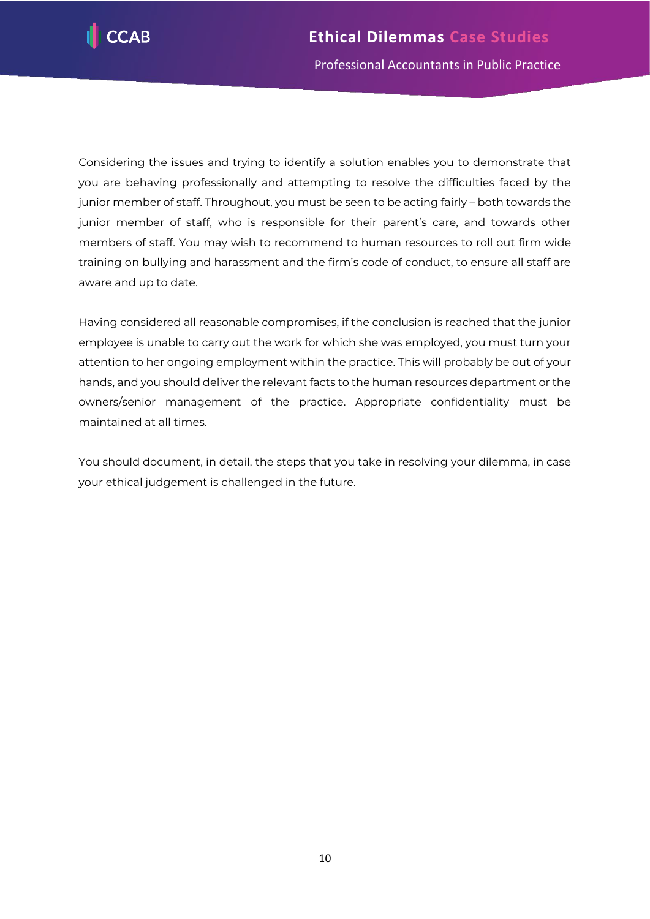Considering the issues and trying to identify a solution enables you to demonstrate that you are behaving professionally and attempting to resolve the difficulties faced by the junior member of staff. Throughout, you must be seen to be acting fairly – both towards the junior member of staff, who is responsible for their parent's care, and towards other members of staff. You may wish to recommend to human resources to roll out firm wide training on bullying and harassment and the firm's code of conduct, to ensure all staff are aware and up to date.

Having considered all reasonable compromises, if the conclusion is reached that the junior employee is unable to carry out the work for which she was employed, you must turn your attention to her ongoing employment within the practice. This will probably be out of your hands, and you should deliver the relevant facts to the human resources department or the owners/senior management of the practice. Appropriate confidentiality must be maintained at all times.

You should document, in detail, the steps that you take in resolving your dilemma, in case your ethical judgement is challenged in the future.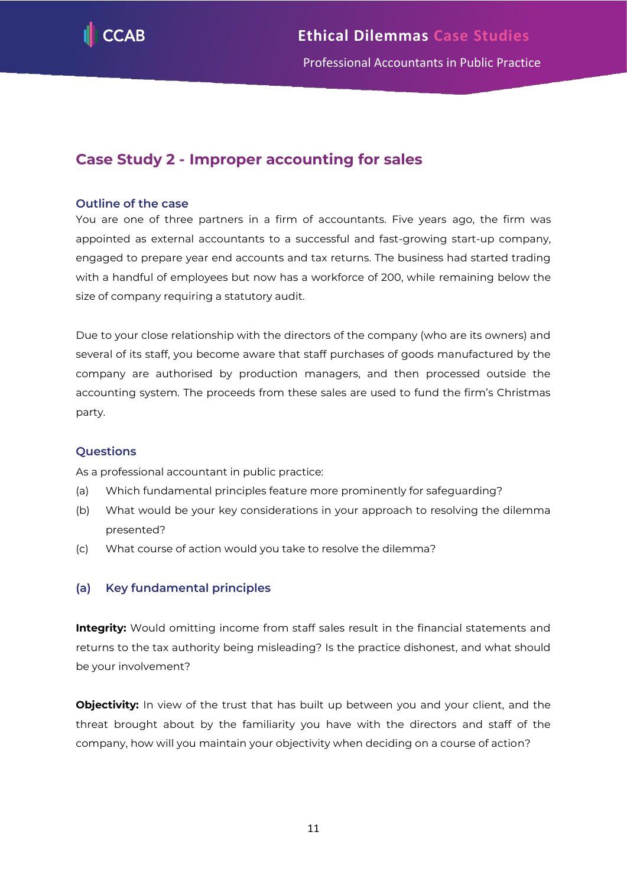## Case Study 2 - Improper accounting for sales

### Outline of the case

You are one of three partners in a firm of accountants. Five years ago, the firm was appointed as external accountants to a successful and fast-growing start-up company, engaged to prepare year end accounts and tax returns. The business had started trading with a handful of employees but now has a workforce of 200, while remaining below the size of company requiring a statutory audit.

Due to your close relationship with the directors of the company (who are its owners) and several of its staff, you become aware that staff purchases of goods manufactured by the company are authorised by production managers, and then processed outside the accounting system. The proceeds from these sales are used to fund the firm's Christmas party.

### Questions

As a professional accountant in public practice:

(a) Which fundamental principles feature more prominently for safeguarding?

(b) What would be your key considerations in your approach to resolving the dilemma presented?

(c) What course of action would you take to resolve the dilemma?

### (a) Key fundamental principles

**Integrity:** Would omitting income from staff sales result in the financial statements and returns to the tax authority being misleading? Is the practice dishonest, and what should be your involvement?

**Objectivity:** In view of the trust that has built up between you and your client, and the threat brought about by the familiarity you have with the directors and staff of the company, how will you maintain your objectivity when deciding on a course of action?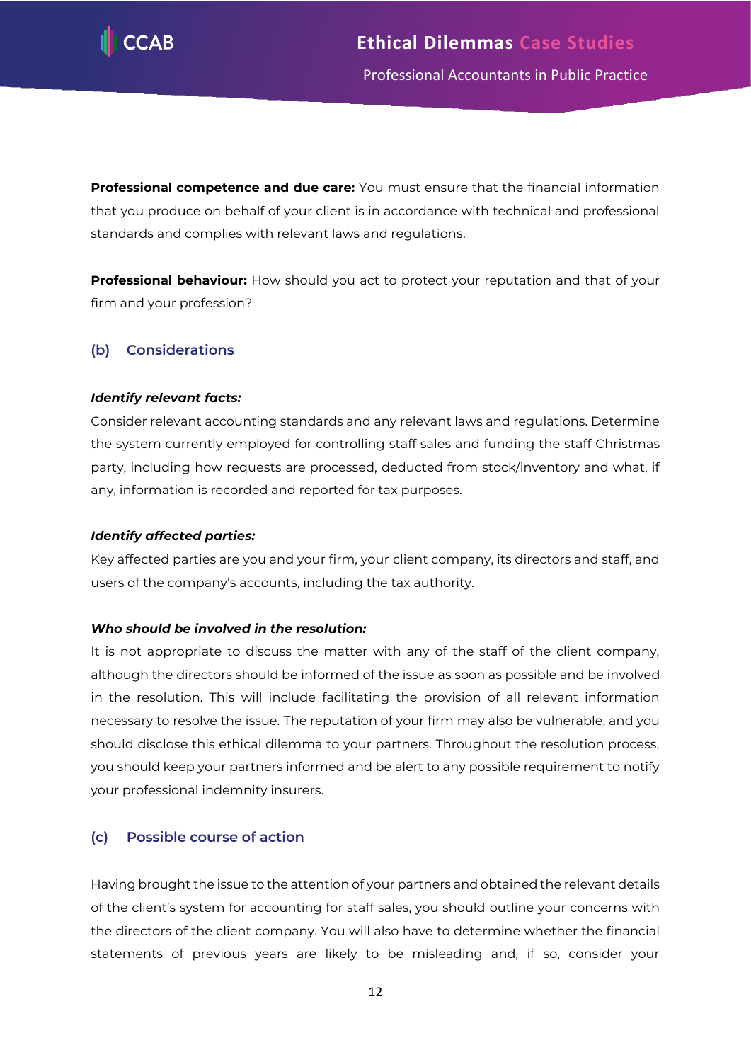**Professional competence and due care:** You must ensure that the financial information that you produce on behalf of your client is in accordance with technical and professional standards and complies with relevant laws and regulations.

**Professional behaviour:** How should you act to protect your reputation and that of your firm and your profession?

### (b) Considerations

***Identify relevant facts:***

Consider relevant accounting standards and any relevant laws and regulations. Determine the system currently employed for controlling staff sales and funding the staff Christmas party, including how requests are processed, deducted from stock/inventory and what, if any, information is recorded and reported for tax purposes.

***Identify affected parties:***

Key affected parties are you and your firm, your client company, its directors and staff, and users of the company's accounts, including the tax authority.

***Who should be involved in the resolution:***

It is not appropriate to discuss the matter with any of the staff of the client company, although the directors should be informed of the issue as soon as possible and be involved in the resolution. This will include facilitating the provision of all relevant information necessary to resolve the issue. The reputation of your firm may also be vulnerable, and you should disclose this ethical dilemma to your partners. Throughout the resolution process, you should keep your partners informed and be alert to any possible requirement to notify your professional indemnity insurers.

### (c) Possible course of action

Having brought the issue to the attention of your partners and obtained the relevant details of the client's system for accounting for staff sales, you should outline your concerns with the directors of the client company. You will also have to determine whether the financial statements of previous years are likely to be misleading and, if so, consider your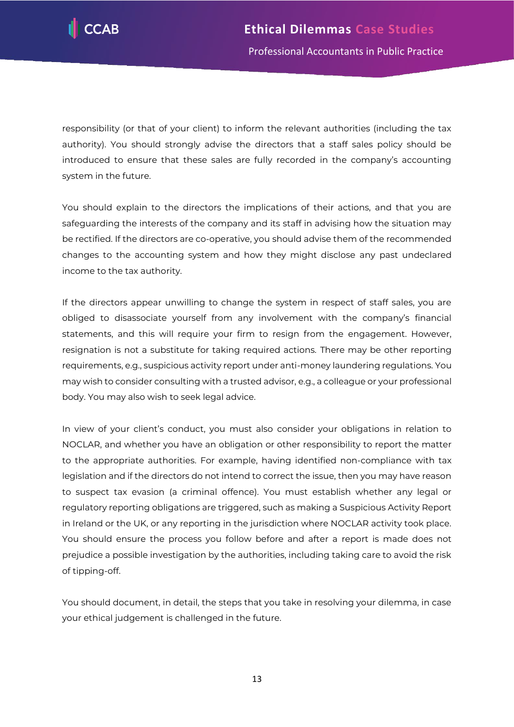responsibility (or that of your client) to inform the relevant authorities (including the tax authority). You should strongly advise the directors that a staff sales policy should be introduced to ensure that these sales are fully recorded in the company's accounting system in the future.

You should explain to the directors the implications of their actions, and that you are safeguarding the interests of the company and its staff in advising how the situation may be rectified. If the directors are co-operative, you should advise them of the recommended changes to the accounting system and how they might disclose any past undeclared income to the tax authority.

If the directors appear unwilling to change the system in respect of staff sales, you are obliged to disassociate yourself from any involvement with the company's financial statements, and this will require your firm to resign from the engagement. However, resignation is not a substitute for taking required actions. There may be other reporting requirements, e.g., suspicious activity report under anti-money laundering regulations. You may wish to consider consulting with a trusted advisor, e.g., a colleague or your professional body. You may also wish to seek legal advice.

In view of your client's conduct, you must also consider your obligations in relation to NOCLAR, and whether you have an obligation or other responsibility to report the matter to the appropriate authorities. For example, having identified non-compliance with tax legislation and if the directors do not intend to correct the issue, then you may have reason to suspect tax evasion (a criminal offence). You must establish whether any legal or regulatory reporting obligations are triggered, such as making a Suspicious Activity Report in Ireland or the UK, or any reporting in the jurisdiction where NOCLAR activity took place. You should ensure the process you follow before and after a report is made does not prejudice a possible investigation by the authorities, including taking care to avoid the risk of tipping-off.

You should document, in detail, the steps that you take in resolving your dilemma, in case your ethical judgement is challenged in the future.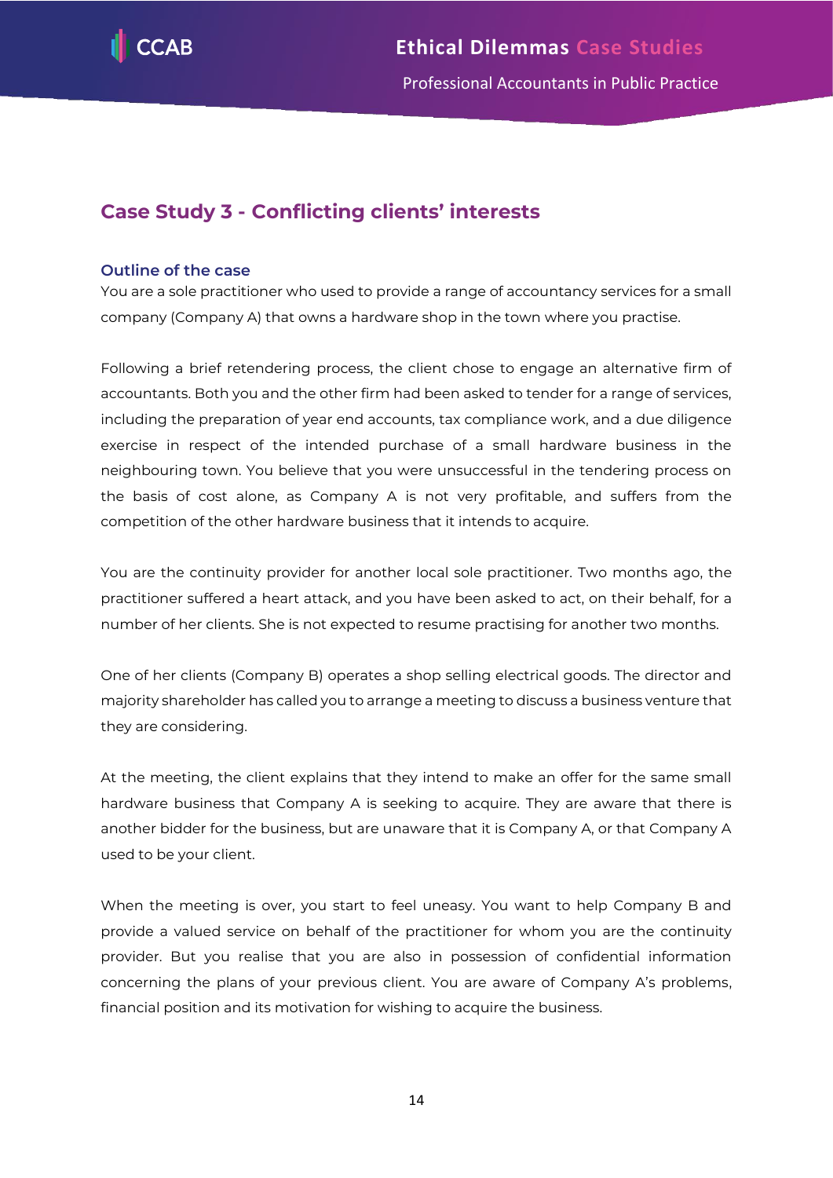## Case Study 3 - Conflicting clients' interests

### Outline of the case

You are a sole practitioner who used to provide a range of accountancy services for a small company (Company A) that owns a hardware shop in the town where you practise.

Following a brief retendering process, the client chose to engage an alternative firm of accountants. Both you and the other firm had been asked to tender for a range of services, including the preparation of year end accounts, tax compliance work, and a due diligence exercise in respect of the intended purchase of a small hardware business in the neighbouring town. You believe that you were unsuccessful in the tendering process on the basis of cost alone, as Company A is not very profitable, and suffers from the competition of the other hardware business that it intends to acquire.

You are the continuity provider for another local sole practitioner. Two months ago, the practitioner suffered a heart attack, and you have been asked to act, on their behalf, for a number of her clients. She is not expected to resume practising for another two months.

One of her clients (Company B) operates a shop selling electrical goods. The director and majority shareholder has called you to arrange a meeting to discuss a business venture that they are considering.

At the meeting, the client explains that they intend to make an offer for the same small hardware business that Company A is seeking to acquire. They are aware that there is another bidder for the business, but are unaware that it is Company A, or that Company A used to be your client.

When the meeting is over, you start to feel uneasy. You want to help Company B and provide a valued service on behalf of the practitioner for whom you are the continuity provider. But you realise that you are also in possession of confidential information concerning the plans of your previous client. You are aware of Company A's problems, financial position and its motivation for wishing to acquire the business.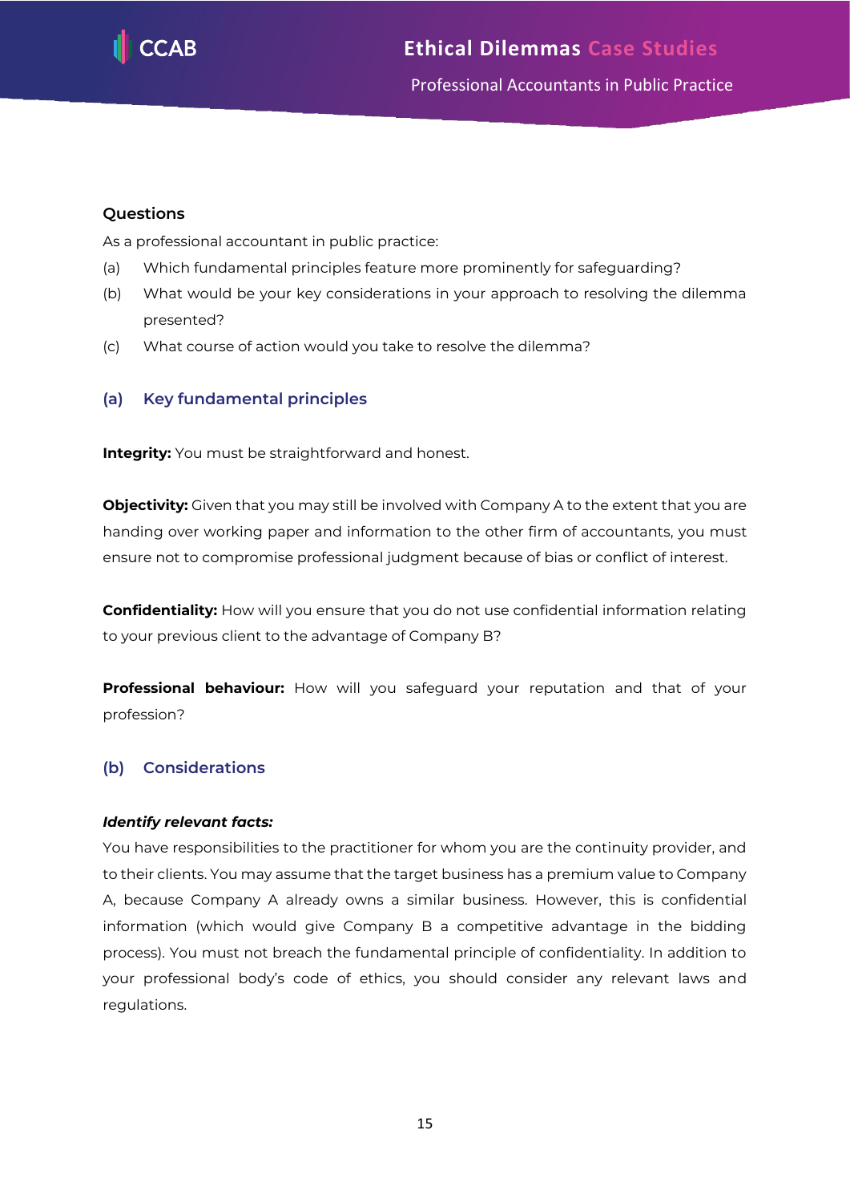## Questions

As a professional accountant in public practice:

(a) Which fundamental principles feature more prominently for safeguarding?

(b) What would be your key considerations in your approach to resolving the dilemma presented?

(c) What course of action would you take to resolve the dilemma?

## (a) Key fundamental principles

**Integrity:** You must be straightforward and honest.

**Objectivity:** Given that you may still be involved with Company A to the extent that you are handing over working paper and information to the other firm of accountants, you must ensure not to compromise professional judgment because of bias or conflict of interest.

**Confidentiality:** How will you ensure that you do not use confidential information relating to your previous client to the advantage of Company B?

**Professional behaviour:** How will you safeguard your reputation and that of your profession?

## (b) Considerations

***Identify relevant facts:***

You have responsibilities to the practitioner for whom you are the continuity provider, and to their clients. You may assume that the target business has a premium value to Company A, because Company A already owns a similar business. However, this is confidential information (which would give Company B a competitive advantage in the bidding process). You must not breach the fundamental principle of confidentiality. In addition to your professional body's code of ethics, you should consider any relevant laws and regulations.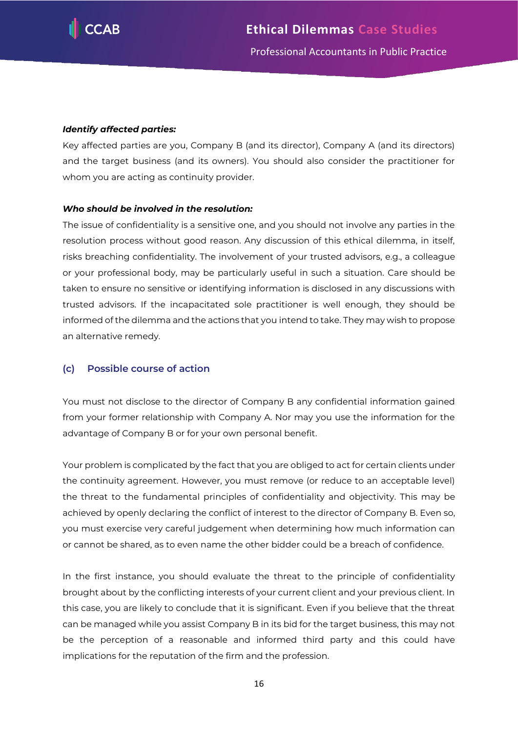***Identify affected parties:***

Key affected parties are you, Company B (and its director), Company A (and its directors) and the target business (and its owners). You should also consider the practitioner for whom you are acting as continuity provider.

***Who should be involved in the resolution:***

The issue of confidentiality is a sensitive one, and you should not involve any parties in the resolution process without good reason. Any discussion of this ethical dilemma, in itself, risks breaching confidentiality. The involvement of your trusted advisors, e.g., a colleague or your professional body, may be particularly useful in such a situation. Care should be taken to ensure no sensitive or identifying information is disclosed in any discussions with trusted advisors. If the incapacitated sole practitioner is well enough, they should be informed of the dilemma and the actions that you intend to take. They may wish to propose an alternative remedy.

### (c) Possible course of action

You must not disclose to the director of Company B any confidential information gained from your former relationship with Company A. Nor may you use the information for the advantage of Company B or for your own personal benefit.

Your problem is complicated by the fact that you are obliged to act for certain clients under the continuity agreement. However, you must remove (or reduce to an acceptable level) the threat to the fundamental principles of confidentiality and objectivity. This may be achieved by openly declaring the conflict of interest to the director of Company B. Even so, you must exercise very careful judgement when determining how much information can or cannot be shared, as to even name the other bidder could be a breach of confidence.

In the first instance, you should evaluate the threat to the principle of confidentiality brought about by the conflicting interests of your current client and your previous client. In this case, you are likely to conclude that it is significant. Even if you believe that the threat can be managed while you assist Company B in its bid for the target business, this may not be the perception of a reasonable and informed third party and this could have implications for the reputation of the firm and the profession.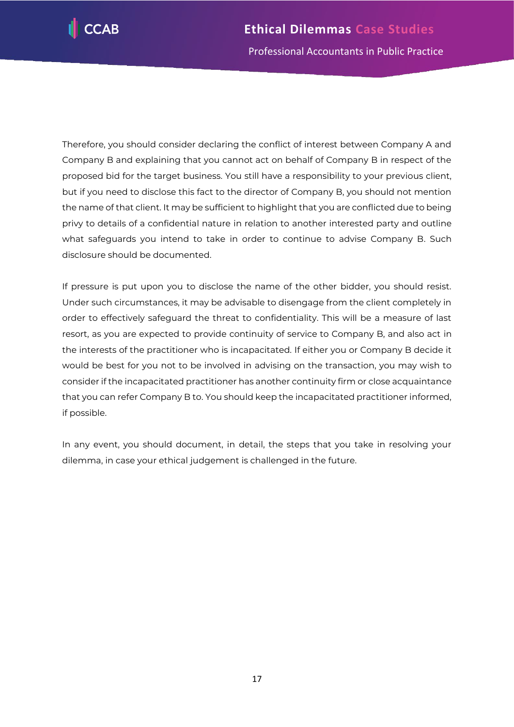Therefore, you should consider declaring the conflict of interest between Company A and Company B and explaining that you cannot act on behalf of Company B in respect of the proposed bid for the target business. You still have a responsibility to your previous client, but if you need to disclose this fact to the director of Company B, you should not mention the name of that client. It may be sufficient to highlight that you are conflicted due to being privy to details of a confidential nature in relation to another interested party and outline what safeguards you intend to take in order to continue to advise Company B. Such disclosure should be documented.

If pressure is put upon you to disclose the name of the other bidder, you should resist. Under such circumstances, it may be advisable to disengage from the client completely in order to effectively safeguard the threat to confidentiality. This will be a measure of last resort, as you are expected to provide continuity of service to Company B, and also act in the interests of the practitioner who is incapacitated. If either you or Company B decide it would be best for you not to be involved in advising on the transaction, you may wish to consider if the incapacitated practitioner has another continuity firm or close acquaintance that you can refer Company B to. You should keep the incapacitated practitioner informed, if possible.

In any event, you should document, in detail, the steps that you take in resolving your dilemma, in case your ethical judgement is challenged in the future.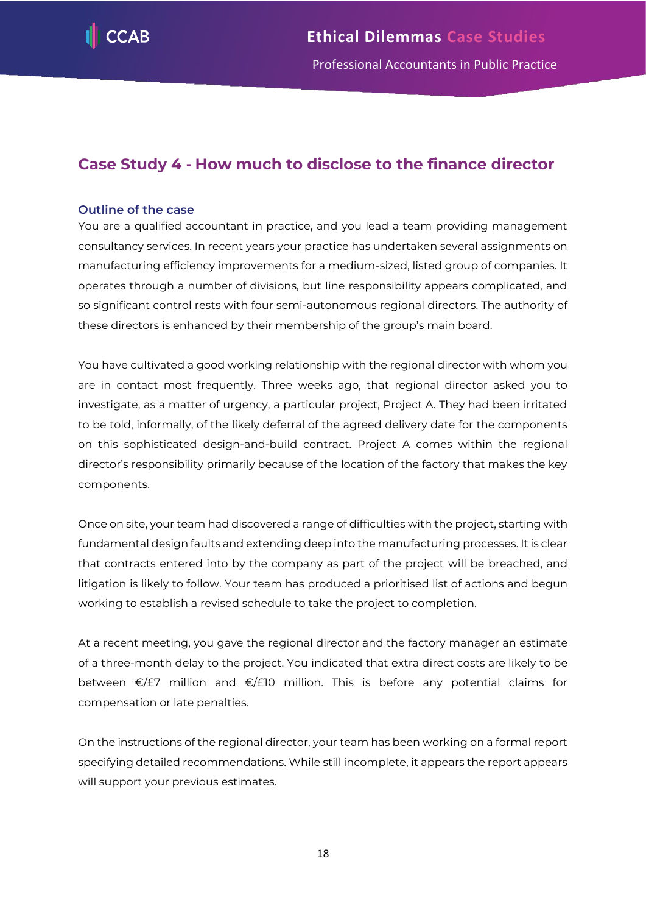## Case Study 4 - How much to disclose to the finance director

### Outline of the case

You are a qualified accountant in practice, and you lead a team providing management consultancy services. In recent years your practice has undertaken several assignments on manufacturing efficiency improvements for a medium-sized, listed group of companies. It operates through a number of divisions, but line responsibility appears complicated, and so significant control rests with four semi-autonomous regional directors. The authority of these directors is enhanced by their membership of the group's main board.

You have cultivated a good working relationship with the regional director with whom you are in contact most frequently. Three weeks ago, that regional director asked you to investigate, as a matter of urgency, a particular project, Project A. They had been irritated to be told, informally, of the likely deferral of the agreed delivery date for the components on this sophisticated design-and-build contract. Project A comes within the regional director's responsibility primarily because of the location of the factory that makes the key components.

Once on site, your team had discovered a range of difficulties with the project, starting with fundamental design faults and extending deep into the manufacturing processes. It is clear that contracts entered into by the company as part of the project will be breached, and litigation is likely to follow. Your team has produced a prioritised list of actions and begun working to establish a revised schedule to take the project to completion.

At a recent meeting, you gave the regional director and the factory manager an estimate of a three-month delay to the project. You indicated that extra direct costs are likely to be between €/£7 million and €/£10 million. This is before any potential claims for compensation or late penalties.

On the instructions of the regional director, your team has been working on a formal report specifying detailed recommendations. While still incomplete, it appears the report appears will support your previous estimates.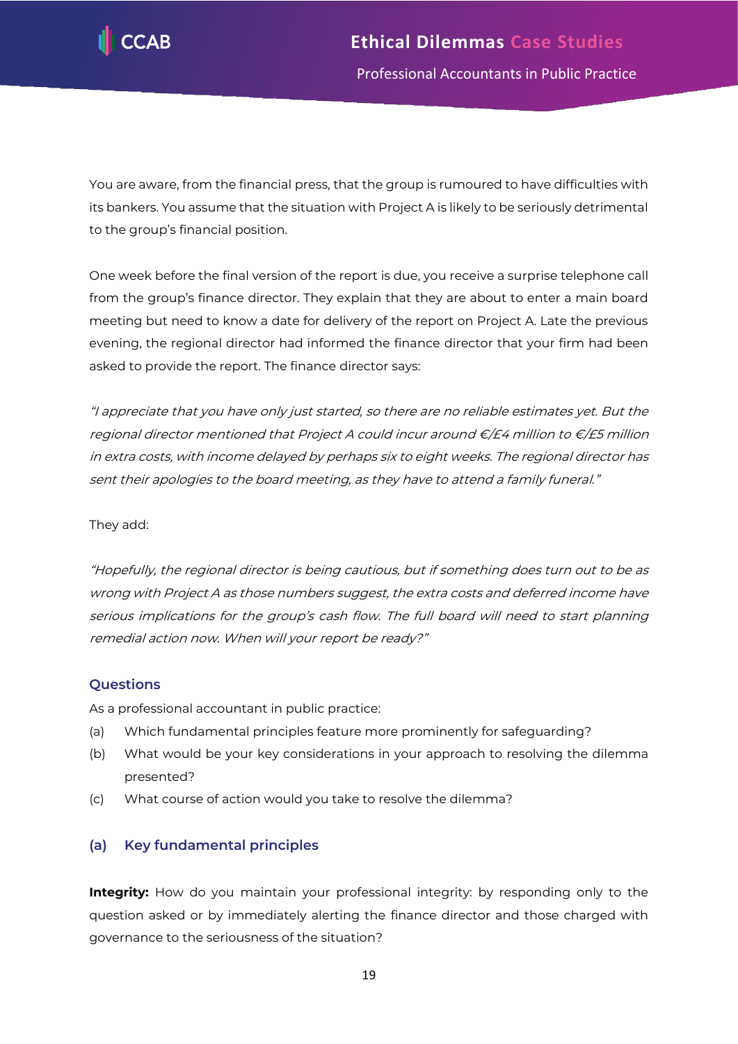You are aware, from the financial press, that the group is rumoured to have difficulties with its bankers. You assume that the situation with Project A is likely to be seriously detrimental to the group's financial position.

One week before the final version of the report is due, you receive a surprise telephone call from the group's finance director. They explain that they are about to enter a main board meeting but need to know a date for delivery of the report on Project A. Late the previous evening, the regional director had informed the finance director that your firm had been asked to provide the report. The finance director says:

*"I appreciate that you have only just started, so there are no reliable estimates yet. But the regional director mentioned that Project A could incur around €/£4 million to €/£5 million in extra costs, with income delayed by perhaps six to eight weeks. The regional director has sent their apologies to the board meeting, as they have to attend a family funeral."*

They add:

*"Hopefully, the regional director is being cautious, but if something does turn out to be as wrong with Project A as those numbers suggest, the extra costs and deferred income have serious implications for the group's cash flow. The full board will need to start planning remedial action now. When will your report be ready?"*

### Questions

As a professional accountant in public practice:

(a) Which fundamental principles feature more prominently for safeguarding?

(b) What would be your key considerations in your approach to resolving the dilemma presented?

(c) What course of action would you take to resolve the dilemma?

### (a) Key fundamental principles

**Integrity:** How do you maintain your professional integrity: by responding only to the question asked or by immediately alerting the finance director and those charged with governance to the seriousness of the situation?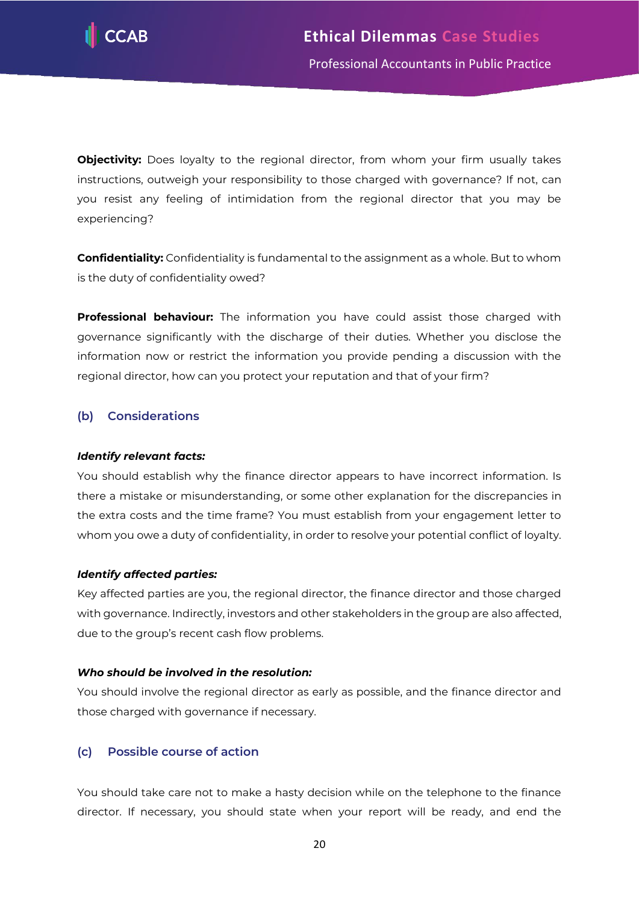**Objectivity:** Does loyalty to the regional director, from whom your firm usually takes instructions, outweigh your responsibility to those charged with governance? If not, can you resist any feeling of intimidation from the regional director that you may be experiencing?

**Confidentiality:** Confidentiality is fundamental to the assignment as a whole. But to whom is the duty of confidentiality owed?

**Professional behaviour:** The information you have could assist those charged with governance significantly with the discharge of their duties. Whether you disclose the information now or restrict the information you provide pending a discussion with the regional director, how can you protect your reputation and that of your firm?

## (b) Considerations

***Identify relevant facts:***

You should establish why the finance director appears to have incorrect information. Is there a mistake or misunderstanding, or some other explanation for the discrepancies in the extra costs and the time frame? You must establish from your engagement letter to whom you owe a duty of confidentiality, in order to resolve your potential conflict of loyalty.

***Identify affected parties:***

Key affected parties are you, the regional director, the finance director and those charged with governance. Indirectly, investors and other stakeholders in the group are also affected, due to the group's recent cash flow problems.

***Who should be involved in the resolution:***

You should involve the regional director as early as possible, and the finance director and those charged with governance if necessary.

## (c) Possible course of action

You should take care not to make a hasty decision while on the telephone to the finance director. If necessary, you should state when your report will be ready, and end the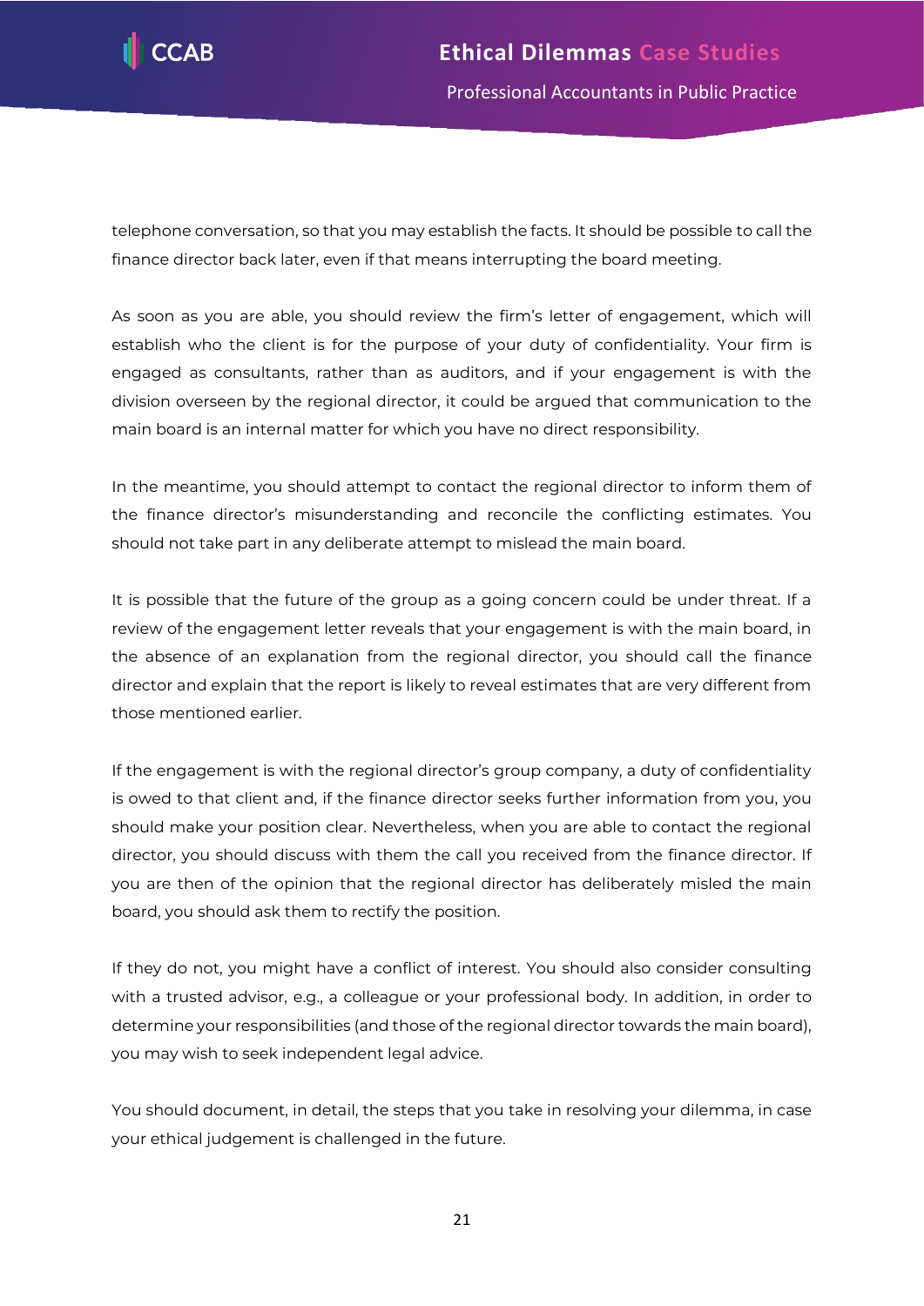telephone conversation, so that you may establish the facts. It should be possible to call the finance director back later, even if that means interrupting the board meeting.

As soon as you are able, you should review the firm's letter of engagement, which will establish who the client is for the purpose of your duty of confidentiality. Your firm is engaged as consultants, rather than as auditors, and if your engagement is with the division overseen by the regional director, it could be argued that communication to the main board is an internal matter for which you have no direct responsibility.

In the meantime, you should attempt to contact the regional director to inform them of the finance director's misunderstanding and reconcile the conflicting estimates. You should not take part in any deliberate attempt to mislead the main board.

It is possible that the future of the group as a going concern could be under threat. If a review of the engagement letter reveals that your engagement is with the main board, in the absence of an explanation from the regional director, you should call the finance director and explain that the report is likely to reveal estimates that are very different from those mentioned earlier.

If the engagement is with the regional director's group company, a duty of confidentiality is owed to that client and, if the finance director seeks further information from you, you should make your position clear. Nevertheless, when you are able to contact the regional director, you should discuss with them the call you received from the finance director. If you are then of the opinion that the regional director has deliberately misled the main board, you should ask them to rectify the position.

If they do not, you might have a conflict of interest. You should also consider consulting with a trusted advisor, e.g., a colleague or your professional body. In addition, in order to determine your responsibilities (and those of the regional director towards the main board), you may wish to seek independent legal advice.

You should document, in detail, the steps that you take in resolving your dilemma, in case your ethical judgement is challenged in the future.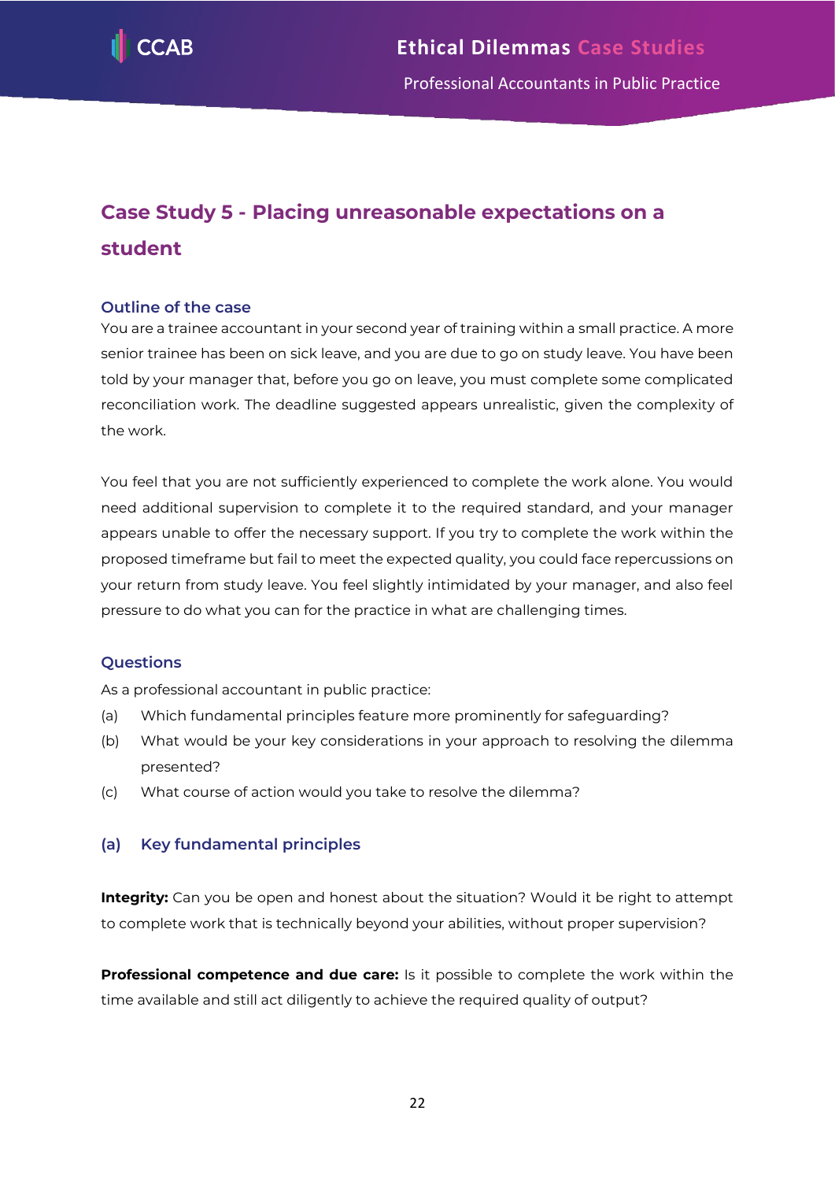## Case Study 5 - Placing unreasonable expectations on a student

### Outline of the case

You are a trainee accountant in your second year of training within a small practice. A more senior trainee has been on sick leave, and you are due to go on study leave. You have been told by your manager that, before you go on leave, you must complete some complicated reconciliation work. The deadline suggested appears unrealistic, given the complexity of the work.

You feel that you are not sufficiently experienced to complete the work alone. You would need additional supervision to complete it to the required standard, and your manager appears unable to offer the necessary support. If you try to complete the work within the proposed timeframe but fail to meet the expected quality, you could face repercussions on your return from study leave. You feel slightly intimidated by your manager, and also feel pressure to do what you can for the practice in what are challenging times.

### Questions

As a professional accountant in public practice:

(a) Which fundamental principles feature more prominently for safeguarding?

(b) What would be your key considerations in your approach to resolving the dilemma presented?

(c) What course of action would you take to resolve the dilemma?

### (a) Key fundamental principles

**Integrity:** Can you be open and honest about the situation? Would it be right to attempt to complete work that is technically beyond your abilities, without proper supervision?

**Professional competence and due care:** Is it possible to complete the work within the time available and still act diligently to achieve the required quality of output?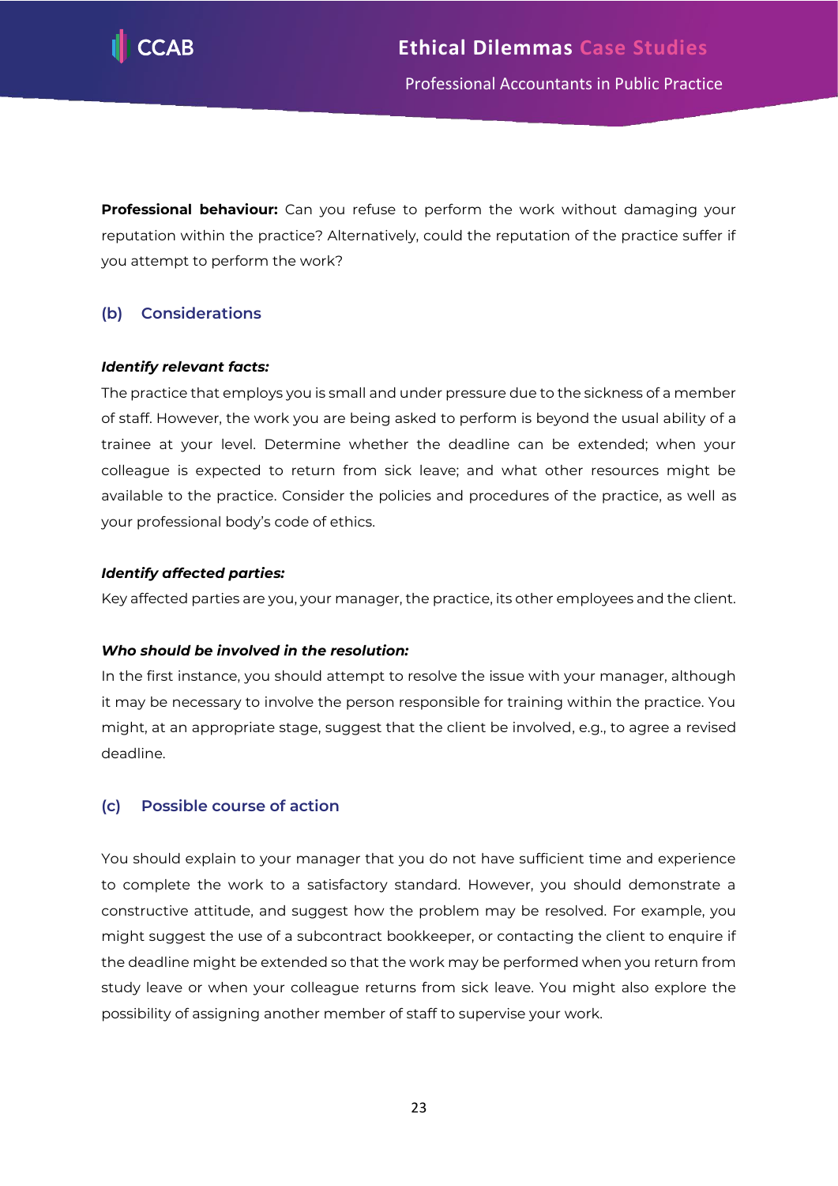**Professional behaviour:** Can you refuse to perform the work without damaging your reputation within the practice? Alternatively, could the reputation of the practice suffer if you attempt to perform the work?

### (b) Considerations

***Identify relevant facts:***

The practice that employs you is small and under pressure due to the sickness of a member of staff. However, the work you are being asked to perform is beyond the usual ability of a trainee at your level. Determine whether the deadline can be extended; when your colleague is expected to return from sick leave; and what other resources might be available to the practice. Consider the policies and procedures of the practice, as well as your professional body's code of ethics.

***Identify affected parties:***

Key affected parties are you, your manager, the practice, its other employees and the client.

***Who should be involved in the resolution:***

In the first instance, you should attempt to resolve the issue with your manager, although it may be necessary to involve the person responsible for training within the practice. You might, at an appropriate stage, suggest that the client be involved, e.g., to agree a revised deadline.

### (c) Possible course of action

You should explain to your manager that you do not have sufficient time and experience to complete the work to a satisfactory standard. However, you should demonstrate a constructive attitude, and suggest how the problem may be resolved. For example, you might suggest the use of a subcontract bookkeeper, or contacting the client to enquire if the deadline might be extended so that the work may be performed when you return from study leave or when your colleague returns from sick leave. You might also explore the possibility of assigning another member of staff to supervise your work.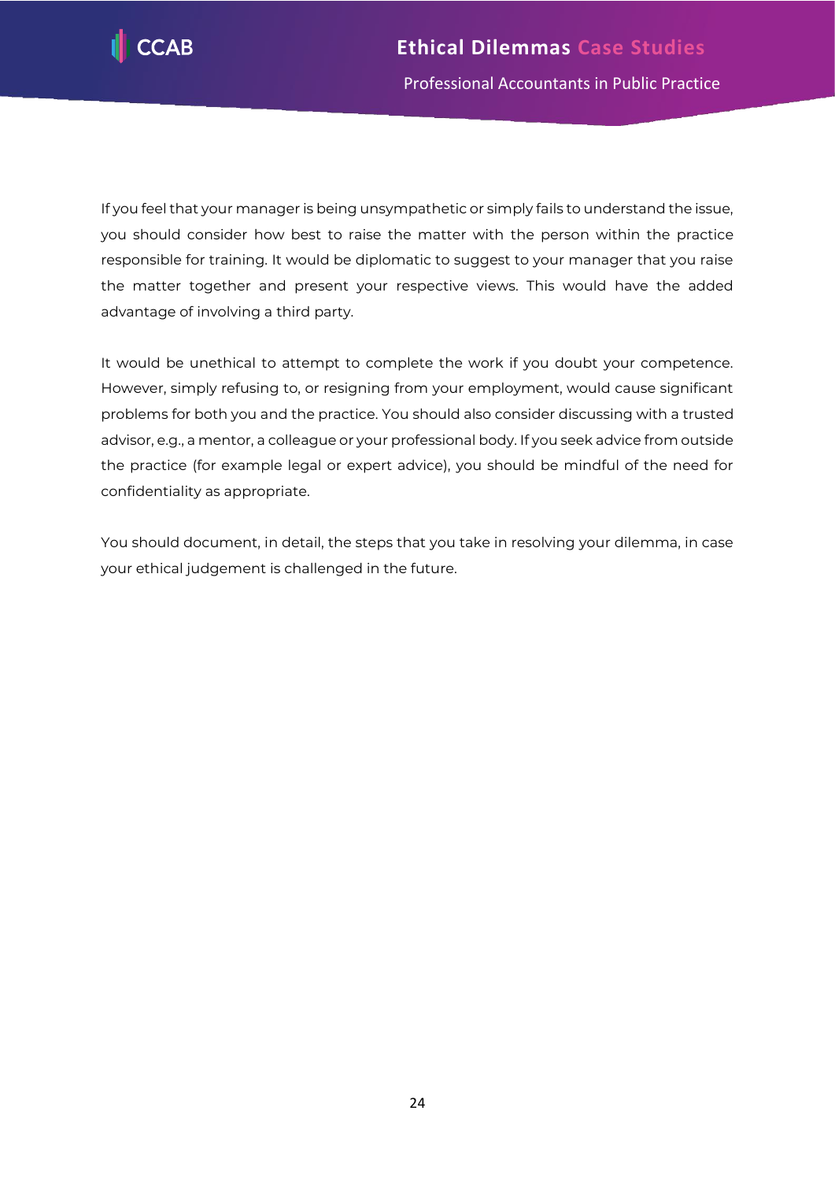If you feel that your manager is being unsympathetic or simply fails to understand the issue, you should consider how best to raise the matter with the person within the practice responsible for training. It would be diplomatic to suggest to your manager that you raise the matter together and present your respective views. This would have the added advantage of involving a third party.

It would be unethical to attempt to complete the work if you doubt your competence. However, simply refusing to, or resigning from your employment, would cause significant problems for both you and the practice. You should also consider discussing with a trusted advisor, e.g., a mentor, a colleague or your professional body. If you seek advice from outside the practice (for example legal or expert advice), you should be mindful of the need for confidentiality as appropriate.

You should document, in detail, the steps that you take in resolving your dilemma, in case your ethical judgement is challenged in the future.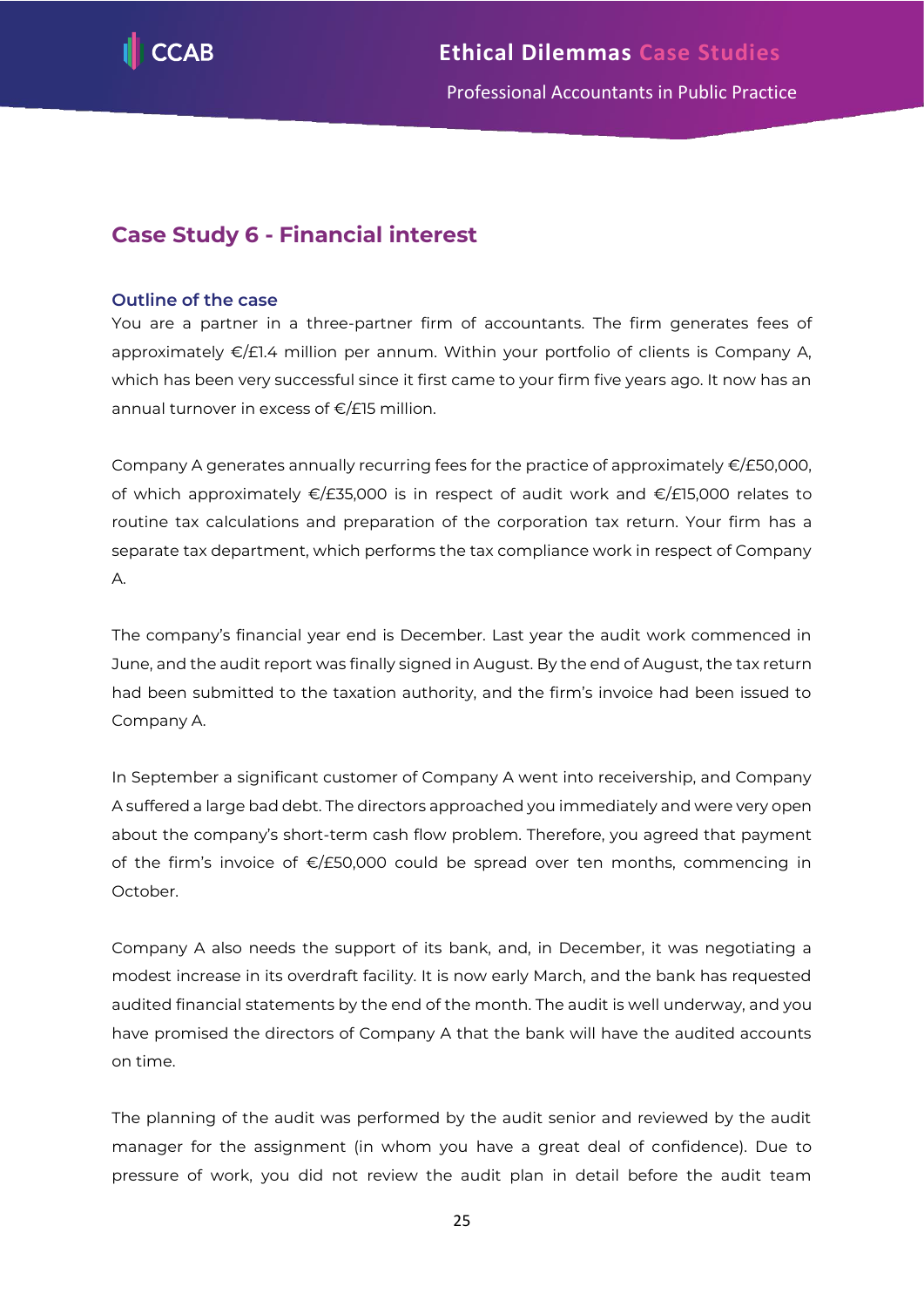## Case Study 6 - Financial interest

### Outline of the case

You are a partner in a three-partner firm of accountants. The firm generates fees of approximately €/£1.4 million per annum. Within your portfolio of clients is Company A, which has been very successful since it first came to your firm five years ago. It now has an annual turnover in excess of €/£15 million.

Company A generates annually recurring fees for the practice of approximately €/£50,000, of which approximately €/£35,000 is in respect of audit work and €/£15,000 relates to routine tax calculations and preparation of the corporation tax return. Your firm has a separate tax department, which performs the tax compliance work in respect of Company A.

The company's financial year end is December. Last year the audit work commenced in June, and the audit report was finally signed in August. By the end of August, the tax return had been submitted to the taxation authority, and the firm's invoice had been issued to Company A.

In September a significant customer of Company A went into receivership, and Company A suffered a large bad debt. The directors approached you immediately and were very open about the company's short-term cash flow problem. Therefore, you agreed that payment of the firm's invoice of €/£50,000 could be spread over ten months, commencing in October.

Company A also needs the support of its bank, and, in December, it was negotiating a modest increase in its overdraft facility. It is now early March, and the bank has requested audited financial statements by the end of the month. The audit is well underway, and you have promised the directors of Company A that the bank will have the audited accounts on time.

The planning of the audit was performed by the audit senior and reviewed by the audit manager for the assignment (in whom you have a great deal of confidence). Due to pressure of work, you did not review the audit plan in detail before the audit team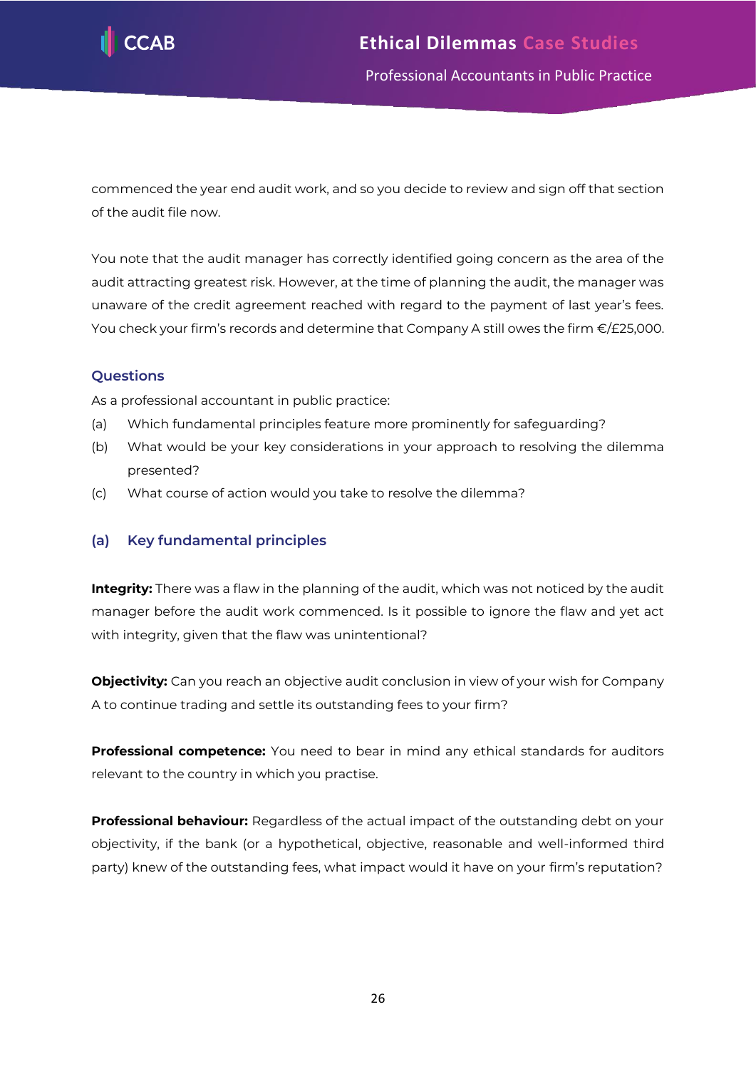commenced the year end audit work, and so you decide to review and sign off that section of the audit file now.

You note that the audit manager has correctly identified going concern as the area of the audit attracting greatest risk. However, at the time of planning the audit, the manager was unaware of the credit agreement reached with regard to the payment of last year's fees. You check your firm's records and determine that Company A still owes the firm €/£25,000.

### Questions

As a professional accountant in public practice:

(a) Which fundamental principles feature more prominently for safeguarding?

(b) What would be your key considerations in your approach to resolving the dilemma presented?

(c) What course of action would you take to resolve the dilemma?

### (a) Key fundamental principles

**Integrity:** There was a flaw in the planning of the audit, which was not noticed by the audit manager before the audit work commenced. Is it possible to ignore the flaw and yet act with integrity, given that the flaw was unintentional?

**Objectivity:** Can you reach an objective audit conclusion in view of your wish for Company A to continue trading and settle its outstanding fees to your firm?

**Professional competence:** You need to bear in mind any ethical standards for auditors relevant to the country in which you practise.

**Professional behaviour:** Regardless of the actual impact of the outstanding debt on your objectivity, if the bank (or a hypothetical, objective, reasonable and well-informed third party) knew of the outstanding fees, what impact would it have on your firm's reputation?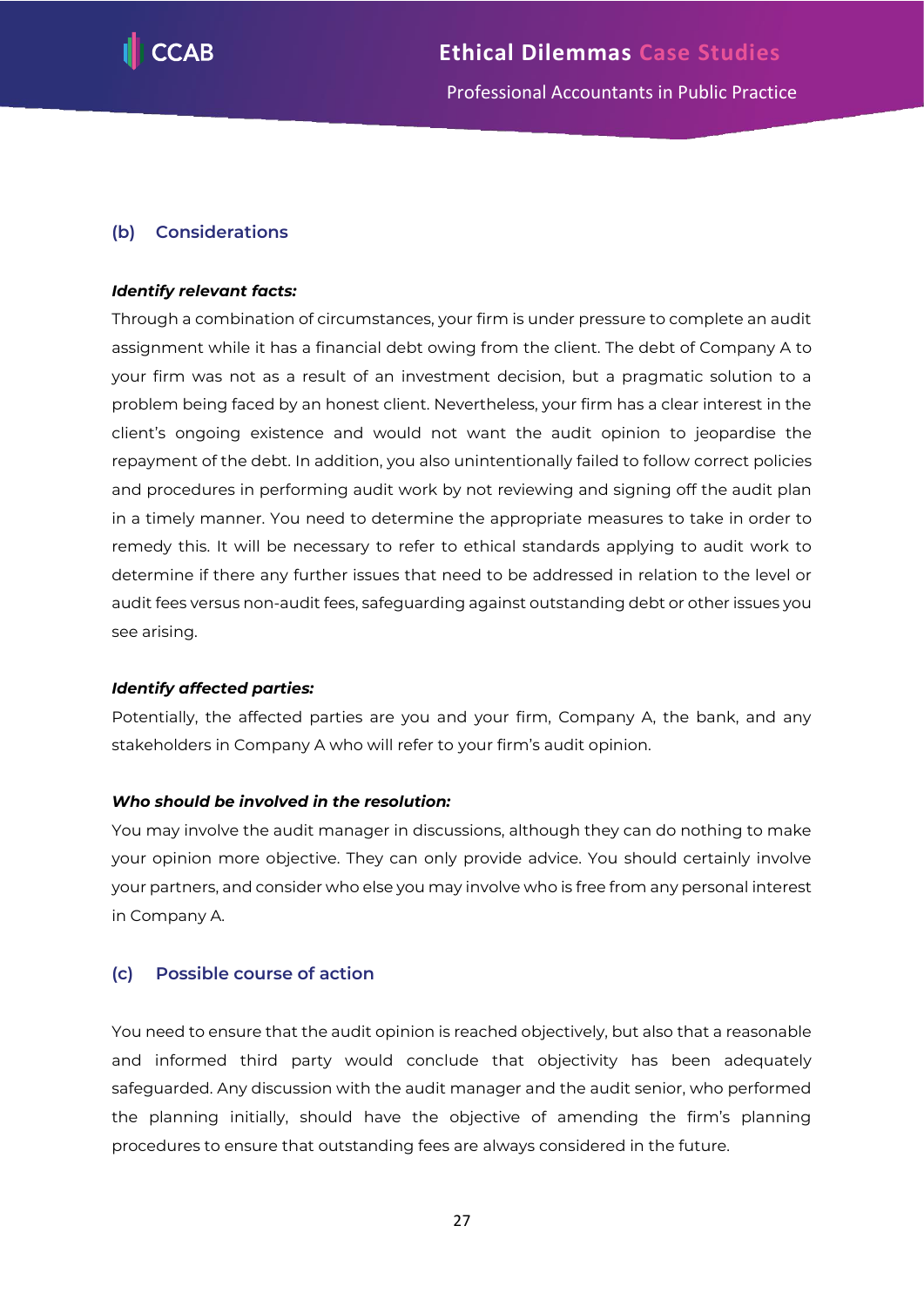## (b) Considerations

***Identify relevant facts:***

Through a combination of circumstances, your firm is under pressure to complete an audit assignment while it has a financial debt owing from the client. The debt of Company A to your firm was not as a result of an investment decision, but a pragmatic solution to a problem being faced by an honest client. Nevertheless, your firm has a clear interest in the client's ongoing existence and would not want the audit opinion to jeopardise the repayment of the debt. In addition, you also unintentionally failed to follow correct policies and procedures in performing audit work by not reviewing and signing off the audit plan in a timely manner. You need to determine the appropriate measures to take in order to remedy this. It will be necessary to refer to ethical standards applying to audit work to determine if there any further issues that need to be addressed in relation to the level or audit fees versus non-audit fees, safeguarding against outstanding debt or other issues you see arising.

***Identify affected parties:***

Potentially, the affected parties are you and your firm, Company A, the bank, and any stakeholders in Company A who will refer to your firm's audit opinion.

***Who should be involved in the resolution:***

You may involve the audit manager in discussions, although they can do nothing to make your opinion more objective. They can only provide advice. You should certainly involve your partners, and consider who else you may involve who is free from any personal interest in Company A.

## (c) Possible course of action

You need to ensure that the audit opinion is reached objectively, but also that a reasonable and informed third party would conclude that objectivity has been adequately safeguarded. Any discussion with the audit manager and the audit senior, who performed the planning initially, should have the objective of amending the firm's planning procedures to ensure that outstanding fees are always considered in the future.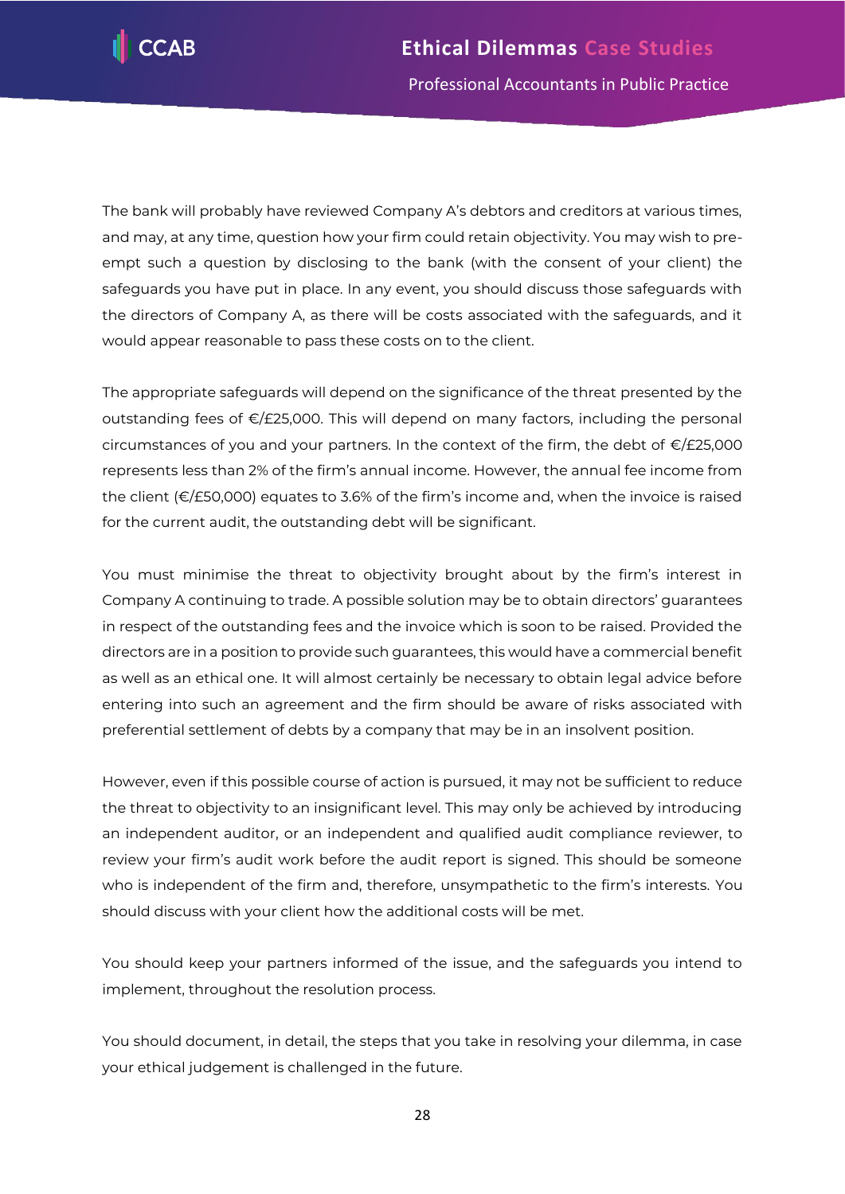The bank will probably have reviewed Company A's debtors and creditors at various times, and may, at any time, question how your firm could retain objectivity. You may wish to pre-empt such a question by disclosing to the bank (with the consent of your client) the safeguards you have put in place. In any event, you should discuss those safeguards with the directors of Company A, as there will be costs associated with the safeguards, and it would appear reasonable to pass these costs on to the client.

The appropriate safeguards will depend on the significance of the threat presented by the outstanding fees of €/£25,000. This will depend on many factors, including the personal circumstances of you and your partners. In the context of the firm, the debt of €/£25,000 represents less than 2% of the firm's annual income. However, the annual fee income from the client (€/£50,000) equates to 3.6% of the firm's income and, when the invoice is raised for the current audit, the outstanding debt will be significant.

You must minimise the threat to objectivity brought about by the firm's interest in Company A continuing to trade. A possible solution may be to obtain directors' guarantees in respect of the outstanding fees and the invoice which is soon to be raised. Provided the directors are in a position to provide such guarantees, this would have a commercial benefit as well as an ethical one. It will almost certainly be necessary to obtain legal advice before entering into such an agreement and the firm should be aware of risks associated with preferential settlement of debts by a company that may be in an insolvent position.

However, even if this possible course of action is pursued, it may not be sufficient to reduce the threat to objectivity to an insignificant level. This may only be achieved by introducing an independent auditor, or an independent and qualified audit compliance reviewer, to review your firm's audit work before the audit report is signed. This should be someone who is independent of the firm and, therefore, unsympathetic to the firm's interests. You should discuss with your client how the additional costs will be met.

You should keep your partners informed of the issue, and the safeguards you intend to implement, throughout the resolution process.

You should document, in detail, the steps that you take in resolving your dilemma, in case your ethical judgement is challenged in the future.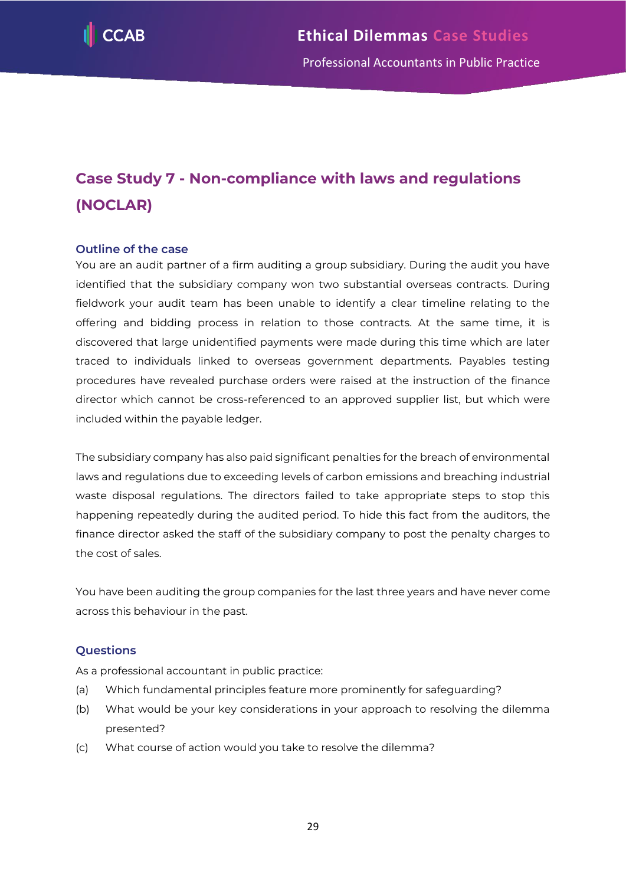## Case Study 7 - Non-compliance with laws and regulations (NOCLAR)

### Outline of the case

You are an audit partner of a firm auditing a group subsidiary. During the audit you have identified that the subsidiary company won two substantial overseas contracts. During fieldwork your audit team has been unable to identify a clear timeline relating to the offering and bidding process in relation to those contracts. At the same time, it is discovered that large unidentified payments were made during this time which are later traced to individuals linked to overseas government departments. Payables testing procedures have revealed purchase orders were raised at the instruction of the finance director which cannot be cross-referenced to an approved supplier list, but which were included within the payable ledger.

The subsidiary company has also paid significant penalties for the breach of environmental laws and regulations due to exceeding levels of carbon emissions and breaching industrial waste disposal regulations. The directors failed to take appropriate steps to stop this happening repeatedly during the audited period. To hide this fact from the auditors, the finance director asked the staff of the subsidiary company to post the penalty charges to the cost of sales.

You have been auditing the group companies for the last three years and have never come across this behaviour in the past.

### Questions

As a professional accountant in public practice:

(a) Which fundamental principles feature more prominently for safeguarding?

(b) What would be your key considerations in your approach to resolving the dilemma presented?

(c) What course of action would you take to resolve the dilemma?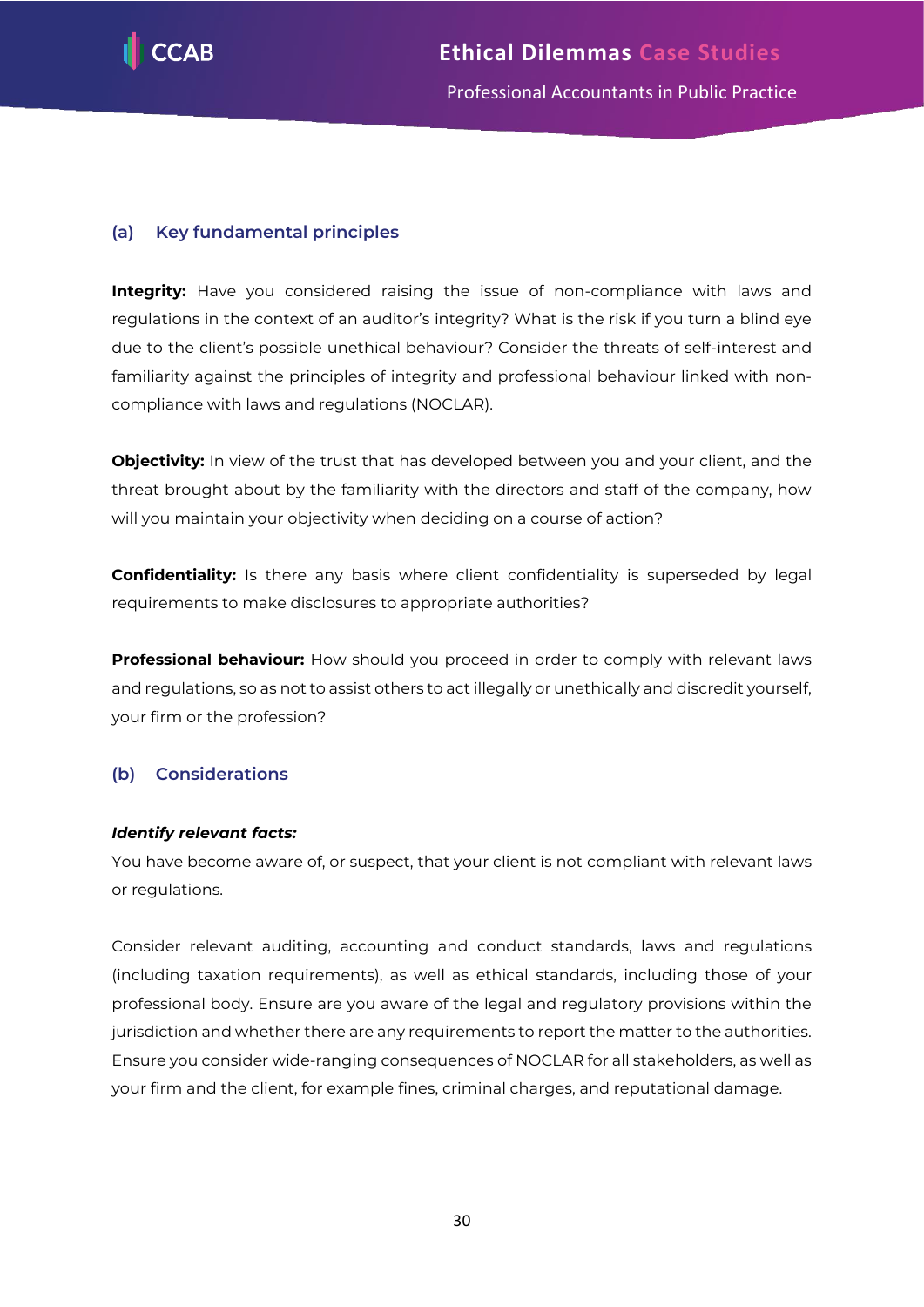### (a) Key fundamental principles

**Integrity:** Have you considered raising the issue of non-compliance with laws and regulations in the context of an auditor's integrity? What is the risk if you turn a blind eye due to the client's possible unethical behaviour? Consider the threats of self-interest and familiarity against the principles of integrity and professional behaviour linked with non-compliance with laws and regulations (NOCLAR).

**Objectivity:** In view of the trust that has developed between you and your client, and the threat brought about by the familiarity with the directors and staff of the company, how will you maintain your objectivity when deciding on a course of action?

**Confidentiality:** Is there any basis where client confidentiality is superseded by legal requirements to make disclosures to appropriate authorities?

**Professional behaviour:** How should you proceed in order to comply with relevant laws and regulations, so as not to assist others to act illegally or unethically and discredit yourself, your firm or the profession?

### (b) Considerations

***Identify relevant facts:***

You have become aware of, or suspect, that your client is not compliant with relevant laws or regulations.

Consider relevant auditing, accounting and conduct standards, laws and regulations (including taxation requirements), as well as ethical standards, including those of your professional body. Ensure are you aware of the legal and regulatory provisions within the jurisdiction and whether there are any requirements to report the matter to the authorities. Ensure you consider wide-ranging consequences of NOCLAR for all stakeholders, as well as your firm and the client, for example fines, criminal charges, and reputational damage.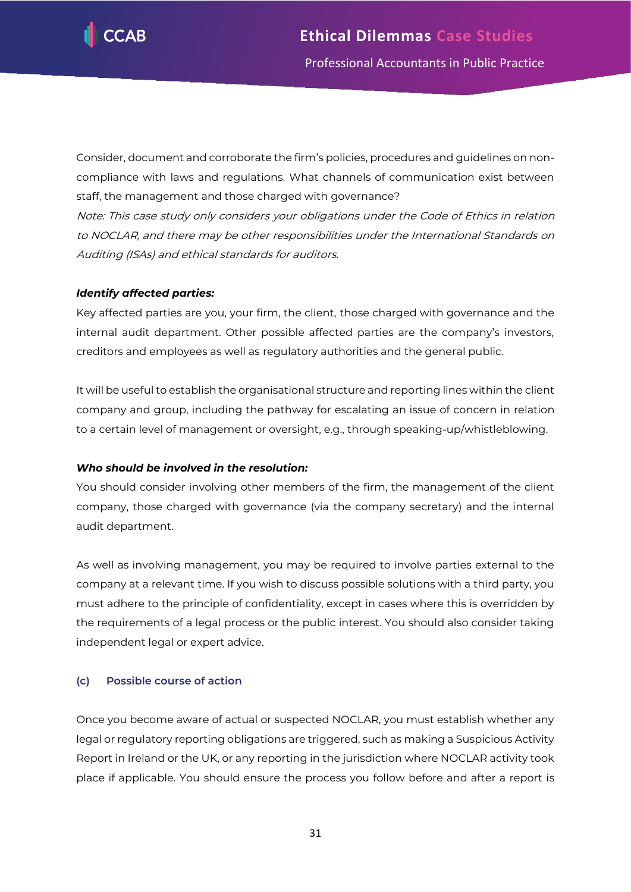Consider, document and corroborate the firm's policies, procedures and guidelines on non-compliance with laws and regulations. What channels of communication exist between staff, the management and those charged with governance?

*Note: This case study only considers your obligations under the Code of Ethics in relation to NOCLAR, and there may be other responsibilities under the International Standards on Auditing (ISAs) and ethical standards for auditors.*

***Identify affected parties:***

Key affected parties are you, your firm, the client, those charged with governance and the internal audit department. Other possible affected parties are the company's investors, creditors and employees as well as regulatory authorities and the general public.

It will be useful to establish the organisational structure and reporting lines within the client company and group, including the pathway for escalating an issue of concern in relation to a certain level of management or oversight, e.g., through speaking-up/whistleblowing.

***Who should be involved in the resolution:***

You should consider involving other members of the firm, the management of the client company, those charged with governance (via the company secretary) and the internal audit department.

As well as involving management, you may be required to involve parties external to the company at a relevant time. If you wish to discuss possible solutions with a third party, you must adhere to the principle of confidentiality, except in cases where this is overridden by the requirements of a legal process or the public interest. You should also consider taking independent legal or expert advice.

### (c) Possible course of action

Once you become aware of actual or suspected NOCLAR, you must establish whether any legal or regulatory reporting obligations are triggered, such as making a Suspicious Activity Report in Ireland or the UK, or any reporting in the jurisdiction where NOCLAR activity took place if applicable. You should ensure the process you follow before and after a report is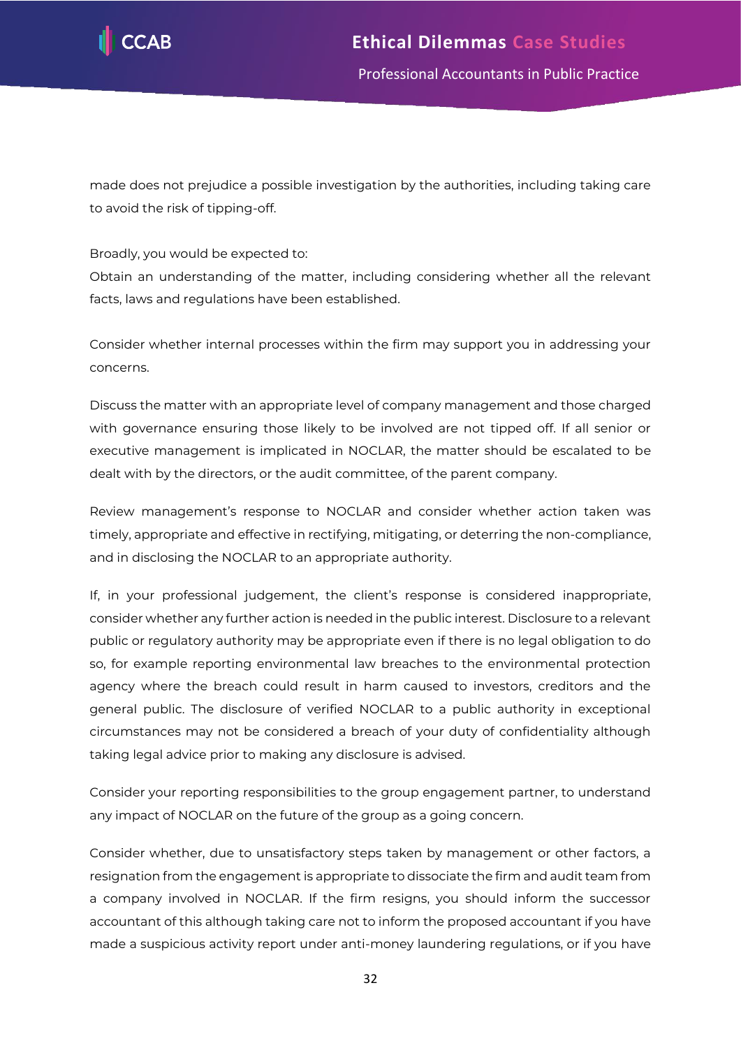made does not prejudice a possible investigation by the authorities, including taking care to avoid the risk of tipping-off.

Broadly, you would be expected to:
Obtain an understanding of the matter, including considering whether all the relevant facts, laws and regulations have been established.

Consider whether internal processes within the firm may support you in addressing your concerns.

Discuss the matter with an appropriate level of company management and those charged with governance ensuring those likely to be involved are not tipped off. If all senior or executive management is implicated in NOCLAR, the matter should be escalated to be dealt with by the directors, or the audit committee, of the parent company.

Review management's response to NOCLAR and consider whether action taken was timely, appropriate and effective in rectifying, mitigating, or deterring the non-compliance, and in disclosing the NOCLAR to an appropriate authority.

If, in your professional judgement, the client's response is considered inappropriate, consider whether any further action is needed in the public interest. Disclosure to a relevant public or regulatory authority may be appropriate even if there is no legal obligation to do so, for example reporting environmental law breaches to the environmental protection agency where the breach could result in harm caused to investors, creditors and the general public. The disclosure of verified NOCLAR to a public authority in exceptional circumstances may not be considered a breach of your duty of confidentiality although taking legal advice prior to making any disclosure is advised.

Consider your reporting responsibilities to the group engagement partner, to understand any impact of NOCLAR on the future of the group as a going concern.

Consider whether, due to unsatisfactory steps taken by management or other factors, a resignation from the engagement is appropriate to dissociate the firm and audit team from a company involved in NOCLAR. If the firm resigns, you should inform the successor accountant of this although taking care not to inform the proposed accountant if you have made a suspicious activity report under anti-money laundering regulations, or if you have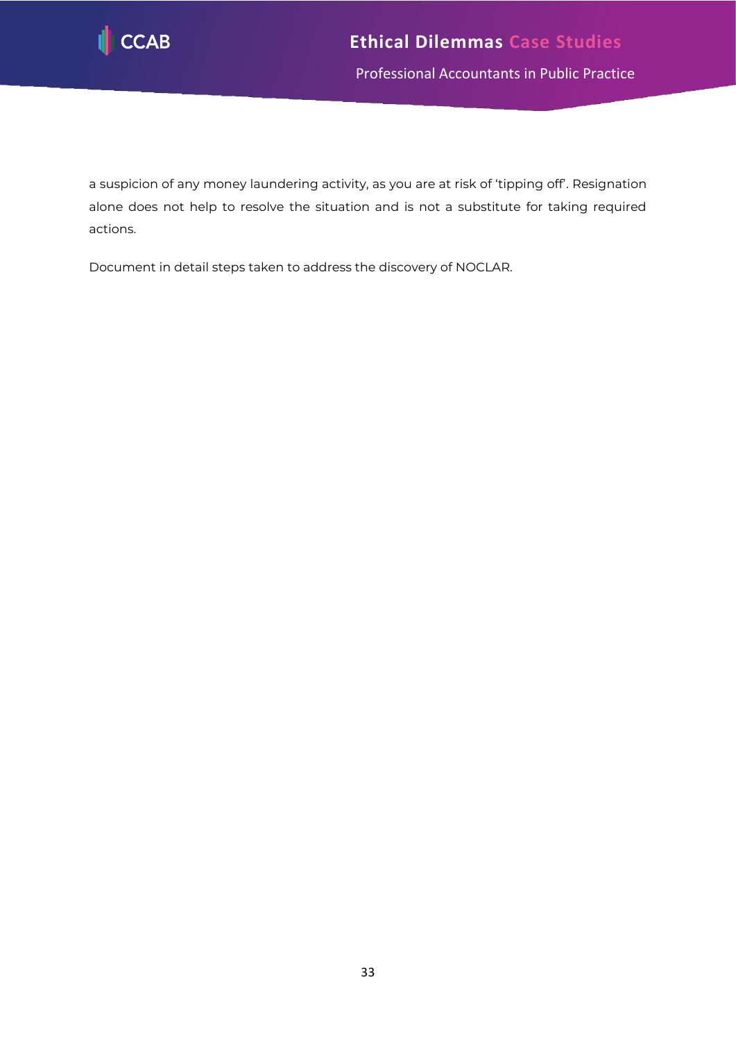a suspicion of any money laundering activity, as you are at risk of 'tipping off'. Resignation alone does not help to resolve the situation and is not a substitute for taking required actions.

Document in detail steps taken to address the discovery of NOCLAR.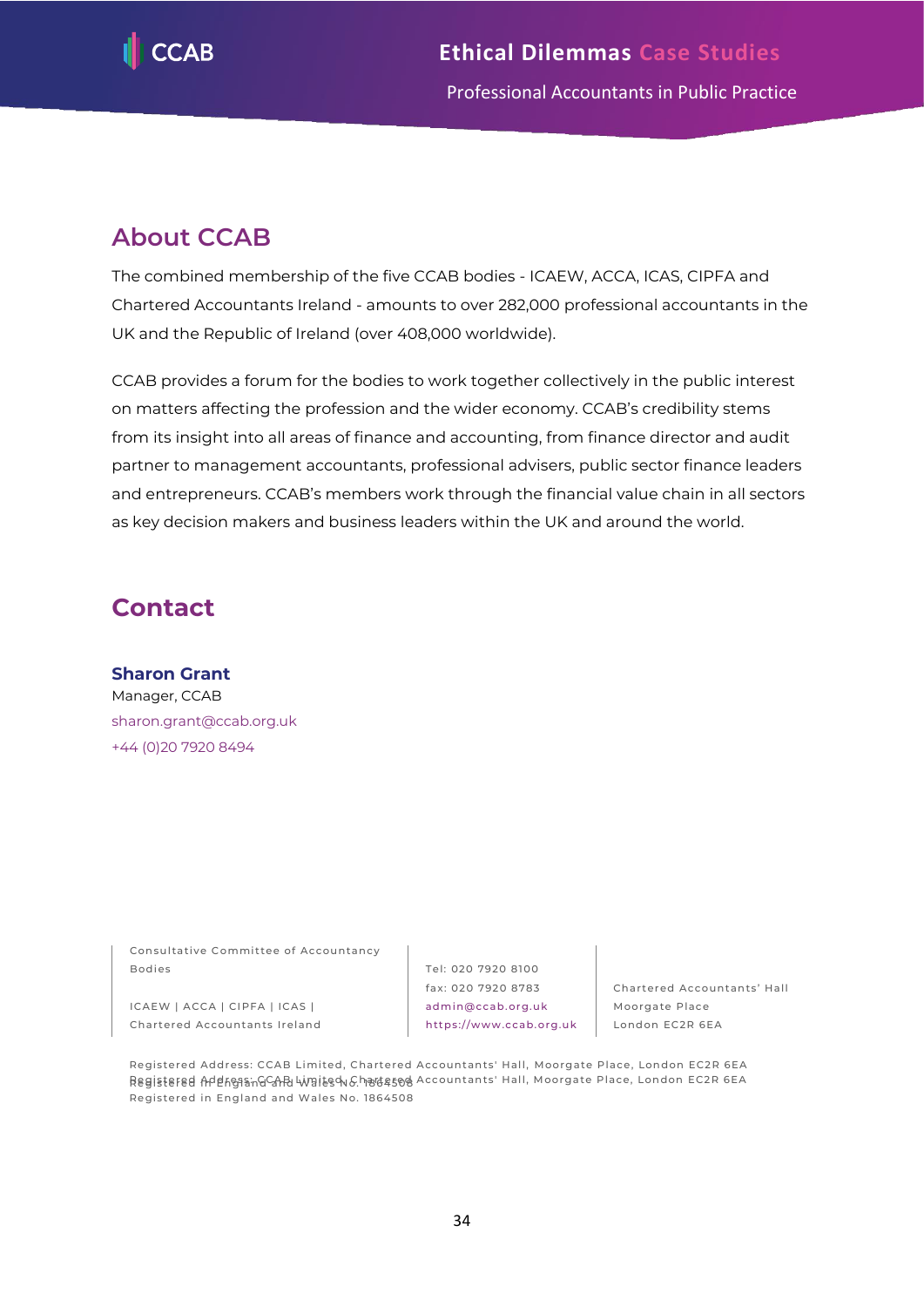## About CCAB

The combined membership of the five CCAB bodies - ICAEW, ACCA, ICAS, CIPFA and Chartered Accountants Ireland - amounts to over 282,000 professional accountants in the UK and the Republic of Ireland (over 408,000 worldwide).

CCAB provides a forum for the bodies to work together collectively in the public interest on matters affecting the profession and the wider economy. CCAB's credibility stems from its insight into all areas of finance and accounting, from finance director and audit partner to management accountants, professional advisers, public sector finance leaders and entrepreneurs. CCAB's members work through the financial value chain in all sectors as key decision makers and business leaders within the UK and around the world.

## Contact

**Sharon Grant**
Manager, CCAB
sharon.grant@ccab.org.uk
+44 (0)20 7920 8494

Consultative Committee of Accountancy Bodies

ICAEW | ACCA | CIPFA | ICAS | Chartered Accountants Ireland

Tel: 020 7920 8100
fax: 020 7920 8783
admin@ccab.org.uk
https://www.ccab.org.uk

Chartered Accountants' Hall
Moorgate Place
London EC2R 6EA

Registered Address: CCAB Limited, Chartered Accountants' Hall, Moorgate Place, London EC2R 6EA
Registered in England and Wales No. 1864508